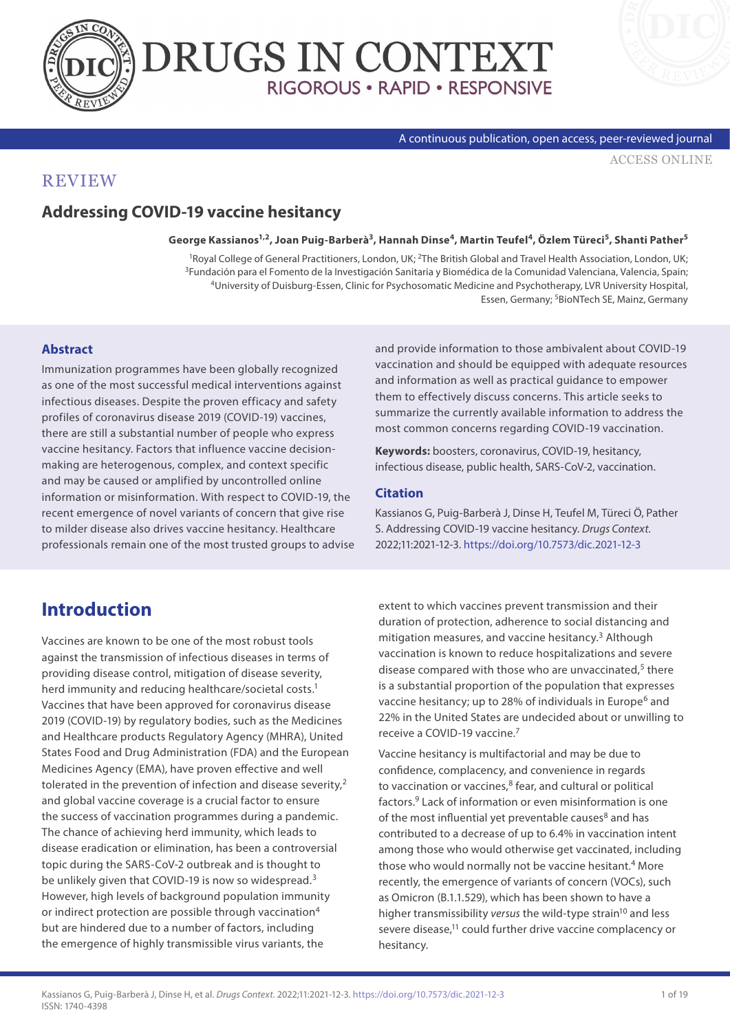REVIEW

# Addressing COVID-19 vaccine hesitancy

**George Kassianos[1,2], Joan Puig-Barberà[3], Hannah Dinse[4], Martin Teufel[4], Özlem Türeci[5], Shanti Pather[5]**

[1]Royal College of General Practitioners, London, UK; [2]The British Global and Travel Health Association, London, UK; [3]Fundación para el Fomento de la Investigación Sanitaria y Biomédica de la Comunidad Valenciana, Valencia, Spain; [4]University of Duisburg-Essen, Clinic for Psychosomatic Medicine and Psychotherapy, LVR University Hospital, Essen, Germany; [5]BioNTech SE, Mainz, Germany

## Abstract

Immunization programmes have been globally recognized as one of the most successful medical interventions against infectious diseases. Despite the proven efficacy and safety profiles of coronavirus disease 2019 (COVID-19) vaccines, there are still a substantial number of people who express vaccine hesitancy. Factors that influence vaccine decision-making are heterogenous, complex, and context specific and may be caused or amplified by uncontrolled online information or misinformation. With respect to COVID-19, the recent emergence of novel variants of concern that give rise to milder disease also drives vaccine hesitancy. Healthcare professionals remain one of the most trusted groups to advise and provide information to those ambivalent about COVID-19 vaccination and should be equipped with adequate resources and information as well as practical guidance to empower them to effectively discuss concerns. This article seeks to summarize the currently available information to address the most common concerns regarding COVID-19 vaccination.

**Keywords:** boosters, coronavirus, COVID-19, hesitancy, infectious disease, public health, SARS-CoV-2, vaccination.

## Citation

Kassianos G, Puig-Barberà J, Dinse H, Teufel M, Türeci Ö, Pather S. Addressing COVID-19 vaccine hesitancy. *Drugs Context*. 2022;11:2021-12-3. https://doi.org/10.7573/dic.2021-12-3

# Introduction

Vaccines are known to be one of the most robust tools against the transmission of infectious diseases in terms of providing disease control, mitigation of disease severity, herd immunity and reducing healthcare/societal costs.[1] Vaccines that have been approved for coronavirus disease 2019 (COVID-19) by regulatory bodies, such as the Medicines and Healthcare products Regulatory Agency (MHRA), United States Food and Drug Administration (FDA) and the European Medicines Agency (EMA), have proven effective and well tolerated in the prevention of infection and disease severity,[2] and global vaccine coverage is a crucial factor to ensure the success of vaccination programmes during a pandemic. The chance of achieving herd immunity, which leads to disease eradication or elimination, has been a controversial topic during the SARS-CoV-2 outbreak and is thought to be unlikely given that COVID-19 is now so widespread.[3] However, high levels of background population immunity or indirect protection are possible through vaccination[4] but are hindered due to a number of factors, including the emergence of highly transmissible virus variants, the extent to which vaccines prevent transmission and their duration of protection, adherence to social distancing and mitigation measures, and vaccine hesitancy.[3] Although vaccination is known to reduce hospitalizations and severe disease compared with those who are unvaccinated,[5] there is a substantial proportion of the population that expresses vaccine hesitancy; up to 28% of individuals in Europe[6] and 22% in the United States are undecided about or unwilling to receive a COVID-19 vaccine.[7]

Vaccine hesitancy is multifactorial and may be due to confidence, complacency, and convenience in regards to vaccination or vaccines,[8] fear, and cultural or political factors.[9] Lack of information or even misinformation is one of the most influential yet preventable causes[8] and has contributed to a decrease of up to 6.4% in vaccination intent among those who would otherwise get vaccinated, including those who would normally not be vaccine hesitant.[4] More recently, the emergence of variants of concern (VOCs), such as Omicron (B.1.1.529), which has been shown to have a higher transmissibility *versus* the wild-type strain[10] and less severe disease,[11] could further drive vaccine complacency or hesitancy.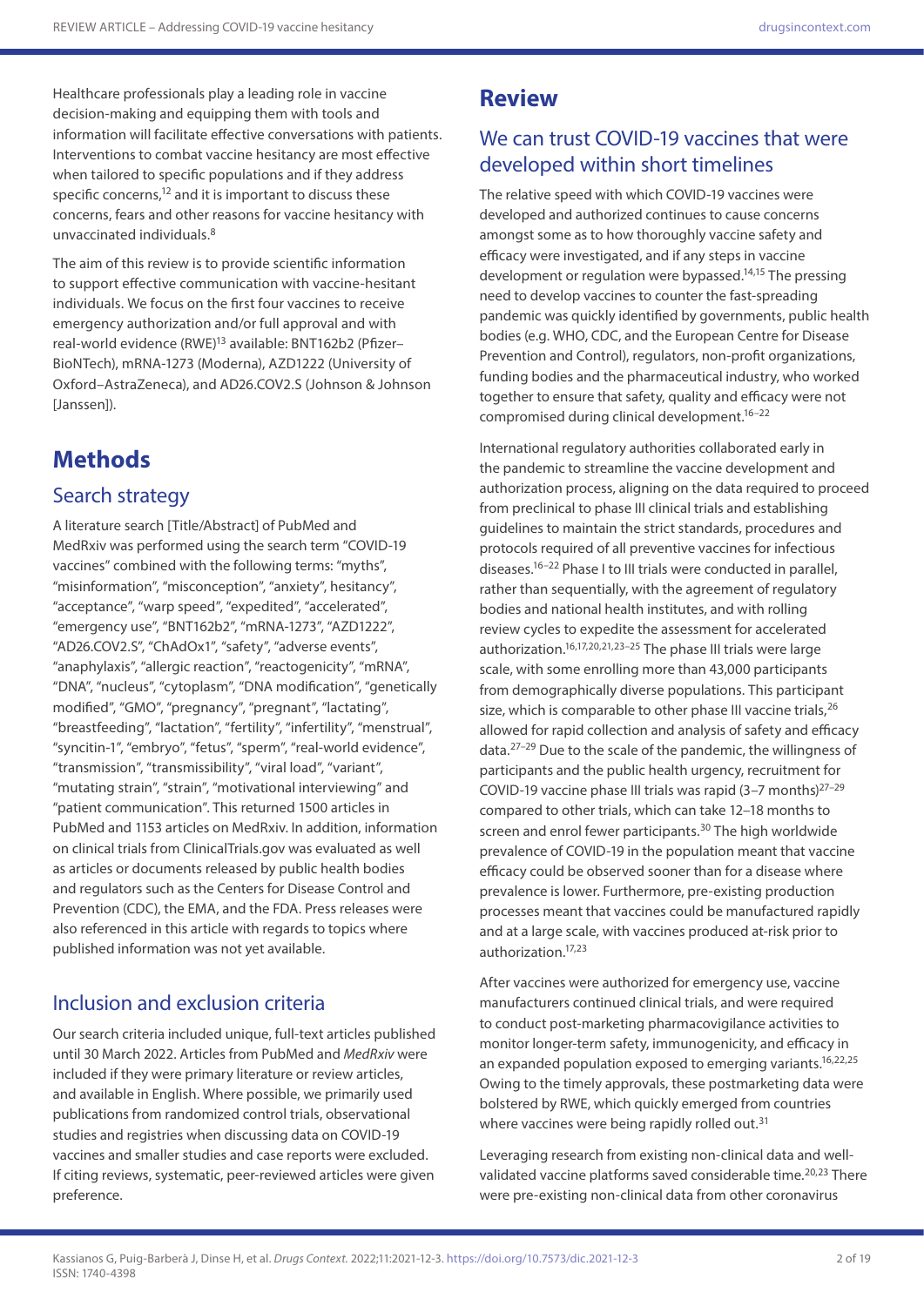Healthcare professionals play a leading role in vaccine decision-making and equipping them with tools and information will facilitate effective conversations with patients. Interventions to combat vaccine hesitancy are most effective when tailored to specific populations and if they address specific concerns,[12] and it is important to discuss these concerns, fears and other reasons for vaccine hesitancy with unvaccinated individuals.[8]

The aim of this review is to provide scientific information to support effective communication with vaccine-hesitant individuals. We focus on the first four vaccines to receive emergency authorization and/or full approval and with real-world evidence (RWE)[13] available: BNT162b2 (Pfizer–BioNTech), mRNA-1273 (Moderna), AZD1222 (University of Oxford–AstraZeneca), and AD26.COV2.S (Johnson & Johnson [Janssen]).

# Methods

## Search strategy

A literature search [Title/Abstract] of PubMed and MedRxiv was performed using the search term "COVID-19 vaccines" combined with the following terms: "myths", "misinformation", "misconception", "anxiety", hesitancy", "acceptance", "warp speed", "expedited", "accelerated", "emergency use", "BNT162b2", "mRNA-1273", "AZD1222", "AD26.COV2.S", "ChAdOx1", "safety", "adverse events", "anaphylaxis", "allergic reaction", "reactogenicity", "mRNA", "DNA", "nucleus", "cytoplasm", "DNA modification", "genetically modified", "GMO", "pregnancy", "pregnant", "lactating", "breastfeeding", "lactation", "fertility", "infertility", "menstrual", "syncitin-1", "embryo", "fetus", "sperm", "real-world evidence", "transmission", "transmissibility", "viral load", "variant", "mutating strain", "strain", "motivational interviewing" and "patient communication". This returned 1500 articles in PubMed and 1153 articles on MedRxiv. In addition, information on clinical trials from ClinicalTrials.gov was evaluated as well as articles or documents released by public health bodies and regulators such as the Centers for Disease Control and Prevention (CDC), the EMA, and the FDA. Press releases were also referenced in this article with regards to topics where published information was not yet available.

## Inclusion and exclusion criteria

Our search criteria included unique, full-text articles published until 30 March 2022. Articles from PubMed and *MedRxiv* were included if they were primary literature or review articles, and available in English. Where possible, we primarily used publications from randomized control trials, observational studies and registries when discussing data on COVID-19 vaccines and smaller studies and case reports were excluded. If citing reviews, systematic, peer-reviewed articles were given preference.

# Review

## We can trust COVID-19 vaccines that were developed within short timelines

The relative speed with which COVID-19 vaccines were developed and authorized continues to cause concerns amongst some as to how thoroughly vaccine safety and efficacy were investigated, and if any steps in vaccine development or regulation were bypassed.[14,15] The pressing need to develop vaccines to counter the fast-spreading pandemic was quickly identified by governments, public health bodies (e.g. WHO, CDC, and the European Centre for Disease Prevention and Control), regulators, non-profit organizations, funding bodies and the pharmaceutical industry, who worked together to ensure that safety, quality and efficacy were not compromised during clinical development.[16–22]

International regulatory authorities collaborated early in the pandemic to streamline the vaccine development and authorization process, aligning on the data required to proceed from preclinical to phase III clinical trials and establishing guidelines to maintain the strict standards, procedures and protocols required of all preventive vaccines for infectious diseases.[16–22] Phase I to III trials were conducted in parallel, rather than sequentially, with the agreement of regulatory bodies and national health institutes, and with rolling review cycles to expedite the assessment for accelerated authorization.[16,17,20,21,23–25] The phase III trials were large scale, with some enrolling more than 43,000 participants from demographically diverse populations. This participant size, which is comparable to other phase III vaccine trials,[26] allowed for rapid collection and analysis of safety and efficacy data.[27–29] Due to the scale of the pandemic, the willingness of participants and the public health urgency, recruitment for COVID-19 vaccine phase III trials was rapid (3–7 months)[27–29] compared to other trials, which can take 12–18 months to screen and enrol fewer participants.[30] The high worldwide prevalence of COVID-19 in the population meant that vaccine efficacy could be observed sooner than for a disease where prevalence is lower. Furthermore, pre-existing production processes meant that vaccines could be manufactured rapidly and at a large scale, with vaccines produced at-risk prior to authorization.[17,23]

After vaccines were authorized for emergency use, vaccine manufacturers continued clinical trials, and were required to conduct post-marketing pharmacovigilance activities to monitor longer-term safety, immunogenicity, and efficacy in an expanded population exposed to emerging variants.[16,22,25] Owing to the timely approvals, these postmarketing data were bolstered by RWE, which quickly emerged from countries where vaccines were being rapidly rolled out.[31]

Leveraging research from existing non-clinical data and well-validated vaccine platforms saved considerable time.[20,23] There were pre-existing non-clinical data from other coronavirus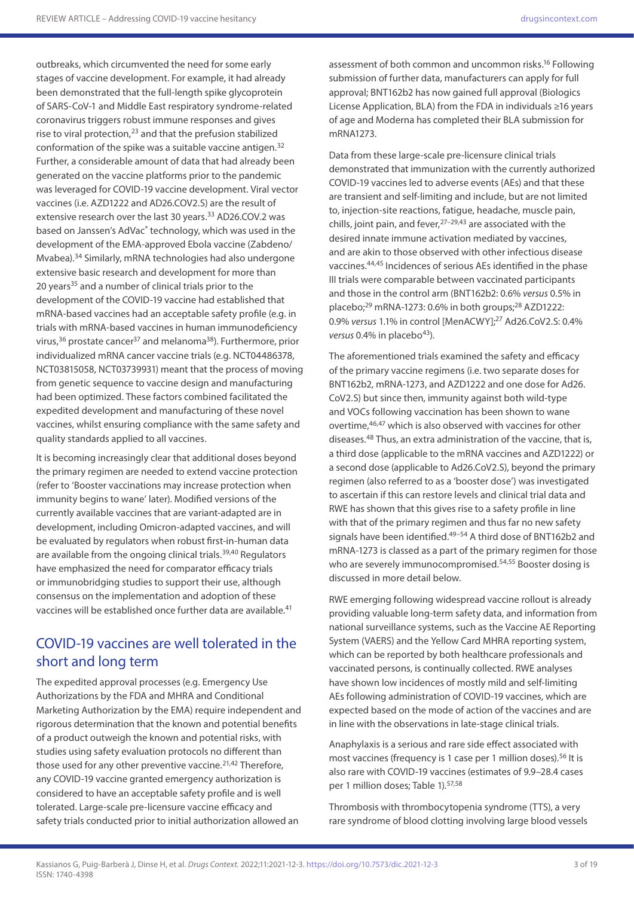outbreaks, which circumvented the need for some early stages of vaccine development. For example, it had already been demonstrated that the full-length spike glycoprotein of SARS-CoV-1 and Middle East respiratory syndrome-related coronavirus triggers robust immune responses and gives rise to viral protection,[23] and that the prefusion stabilized conformation of the spike was a suitable vaccine antigen.[32] Further, a considerable amount of data that had already been generated on the vaccine platforms prior to the pandemic was leveraged for COVID-19 vaccine development. Viral vector vaccines (i.e. AZD1222 and AD26.COV2.S) are the result of extensive research over the last 30 years.[33] AD26.COV.2 was based on Janssen's AdVac® technology, which was used in the development of the EMA-approved Ebola vaccine (Zabdeno/Mvabea).[34] Similarly, mRNA technologies had also undergone extensive basic research and development for more than 20 years[35] and a number of clinical trials prior to the development of the COVID-19 vaccine had established that mRNA-based vaccines had an acceptable safety profile (e.g. in trials with mRNA-based vaccines in human immunodeficiency virus,[36] prostate cancer[37] and melanoma[38]). Furthermore, prior individualized mRNA cancer vaccine trials (e.g. NCT04486378, NCT03815058, NCT03739931) meant that the process of moving from genetic sequence to vaccine design and manufacturing had been optimized. These factors combined facilitated the expedited development and manufacturing of these novel vaccines, whilst ensuring compliance with the same safety and quality standards applied to all vaccines.

It is becoming increasingly clear that additional doses beyond the primary regimen are needed to extend vaccine protection (refer to 'Booster vaccinations may increase protection when immunity begins to wane' later). Modified versions of the currently available vaccines that are variant-adapted are in development, including Omicron-adapted vaccines, and will be evaluated by regulators when robust first-in-human data are available from the ongoing clinical trials.[39,40] Regulators have emphasized the need for comparator efficacy trials or immunobridging studies to support their use, although consensus on the implementation and adoption of these vaccines will be established once further data are available.[41]

## COVID-19 vaccines are well tolerated in the short and long term

The expedited approval processes (e.g. Emergency Use Authorizations by the FDA and MHRA and Conditional Marketing Authorization by the EMA) require independent and rigorous determination that the known and potential benefits of a product outweigh the known and potential risks, with studies using safety evaluation protocols no different than those used for any other preventive vaccine.[21,42] Therefore, any COVID-19 vaccine granted emergency authorization is considered to have an acceptable safety profile and is well tolerated. Large-scale pre-licensure vaccine efficacy and safety trials conducted prior to initial authorization allowed an assessment of both common and uncommon risks.[16] Following submission of further data, manufacturers can apply for full approval; BNT162b2 has now gained full approval (Biologics License Application, BLA) from the FDA in individuals ≥16 years of age and Moderna has completed their BLA submission for mRNA1273.

Data from these large-scale pre-licensure clinical trials demonstrated that immunization with the currently authorized COVID-19 vaccines led to adverse events (AEs) and that these are transient and self-limiting and include, but are not limited to, injection-site reactions, fatigue, headache, muscle pain, chills, joint pain, and fever,[27–29,43] are associated with the desired innate immune activation mediated by vaccines, and are akin to those observed with other infectious disease vaccines.[44,45] Incidences of serious AEs identified in the phase III trials were comparable between vaccinated participants and those in the control arm (BNT162b2: 0.6% *versus* 0.5% in placebo;[29] mRNA-1273: 0.6% in both groups;[28] AZD1222: 0.9% *versus* 1.1% in control [MenACWY];[27] Ad26.CoV2.S: 0.4% *versus* 0.4% in placebo[43]).

The aforementioned trials examined the safety and efficacy of the primary vaccine regimens (i.e. two separate doses for BNT162b2, mRNA-1273, and AZD1222 and one dose for Ad26.CoV2.S) but since then, immunity against both wild-type and VOCs following vaccination has been shown to wane overtime,[46,47] which is also observed with vaccines for other diseases.[48] Thus, an extra administration of the vaccine, that is, a third dose (applicable to the mRNA vaccines and AZD1222) or a second dose (applicable to Ad26.CoV2.S), beyond the primary regimen (also referred to as a 'booster dose') was investigated to ascertain if this can restore levels and clinical trial data and RWE has shown that this gives rise to a safety profile in line with that of the primary regimen and thus far no new safety signals have been identified.[49–54] A third dose of BNT162b2 and mRNA-1273 is classed as a part of the primary regimen for those who are severely immunocompromised.[54,55] Booster dosing is discussed in more detail below.

RWE emerging following widespread vaccine rollout is already providing valuable long-term safety data, and information from national surveillance systems, such as the Vaccine AE Reporting System (VAERS) and the Yellow Card MHRA reporting system, which can be reported by both healthcare professionals and vaccinated persons, is continually collected. RWE analyses have shown low incidences of mostly mild and self-limiting AEs following administration of COVID-19 vaccines, which are expected based on the mode of action of the vaccines and are in line with the observations in late-stage clinical trials.

Anaphylaxis is a serious and rare side effect associated with most vaccines (frequency is 1 case per 1 million doses).[56] It is also rare with COVID-19 vaccines (estimates of 9.9–28.4 cases per 1 million doses; Table 1).[57,58]

Thrombosis with thrombocytopenia syndrome (TTS), a very rare syndrome of blood clotting involving large blood vessels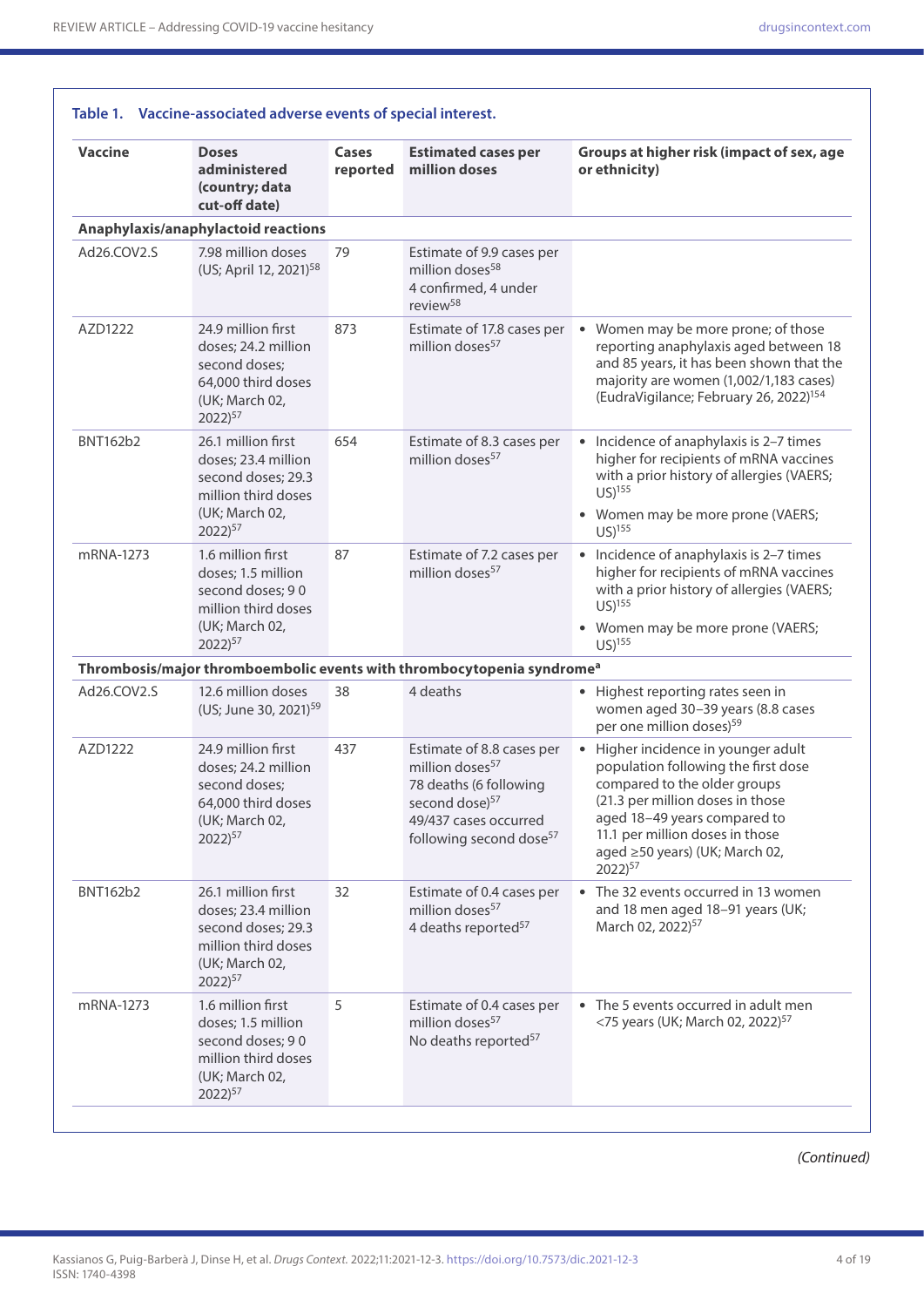**Table 1. Vaccine-associated adverse events of special interest.**

| Vaccine | Doses administered (country; data cut-off date) | Cases reported | Estimated cases per million doses | Groups at higher risk (impact of sex, age or ethnicity) |
|---|---|---|---|---|
| **Anaphylaxis/anaphylactoid reactions** | | | | |
| Ad26.COV2.S | 7.98 million doses (US; April 12, 2021)[58] | 79 | Estimate of 9.9 cases per million doses[58] 4 confirmed, 4 under review[58] | |
| AZD1222 | 24.9 million first doses; 24.2 million second doses; 64,000 third doses (UK; March 02, 2022)[57] | 873 | Estimate of 17.8 cases per million doses[57] | • Women may be more prone; of those reporting anaphylaxis aged between 18 and 85 years, it has been shown that the majority are women (1,002/1,183 cases) (EudraVigilance; February 26, 2022)[154] |
| BNT162b2 | 26.1 million first doses; 23.4 million second doses; 29.3 million third doses (UK; March 02, 2022)[57] | 654 | Estimate of 8.3 cases per million doses[57] | • Incidence of anaphylaxis is 2–7 times higher for recipients of mRNA vaccines with a prior history of allergies (VAERS; US)[155] • Women may be more prone (VAERS; US)[155] |
| mRNA-1273 | 1.6 million first doses; 1.5 million second doses; 9 0 million third doses (UK; March 02, 2022)[57] | 87 | Estimate of 7.2 cases per million doses[57] | • Incidence of anaphylaxis is 2–7 times higher for recipients of mRNA vaccines with a prior history of allergies (VAERS; US)[155] • Women may be more prone (VAERS; US)[155] |
| **Thrombosis/major thromboembolic events with thrombocytopenia syndrome[a]** | | | | |
| Ad26.COV2.S | 12.6 million doses (US; June 30, 2021)[59] | 38 | 4 deaths | • Highest reporting rates seen in women aged 30–39 years (8.8 cases per one million doses)[59] |
| AZD1222 | 24.9 million first doses; 24.2 million second doses; 64,000 third doses (UK; March 02, 2022)[57] | 437 | Estimate of 8.8 cases per million doses[57] 78 deaths (6 following second dose)[57] 49/437 cases occurred following second dose[57] | • Higher incidence in younger adult population following the first dose compared to the older groups (21.3 per million doses in those aged 18–49 years compared to 11.1 per million doses in those aged ≥50 years) (UK; March 02, 2022)[57] |
| BNT162b2 | 26.1 million first doses; 23.4 million second doses; 29.3 million third doses (UK; March 02, 2022)[57] | 32 | Estimate of 0.4 cases per million doses[57] 4 deaths reported[57] | • The 32 events occurred in 13 women and 18 men aged 18–91 years (UK; March 02, 2022)[57] |
| mRNA-1273 | 1.6 million first doses; 1.5 million second doses; 9 0 million third doses (UK; March 02, 2022)[57] | 5 | Estimate of 0.4 cases per million doses[57] No deaths reported[57] | • The 5 events occurred in adult men <75 years (UK; March 02, 2022)[57] |

*(Continued)*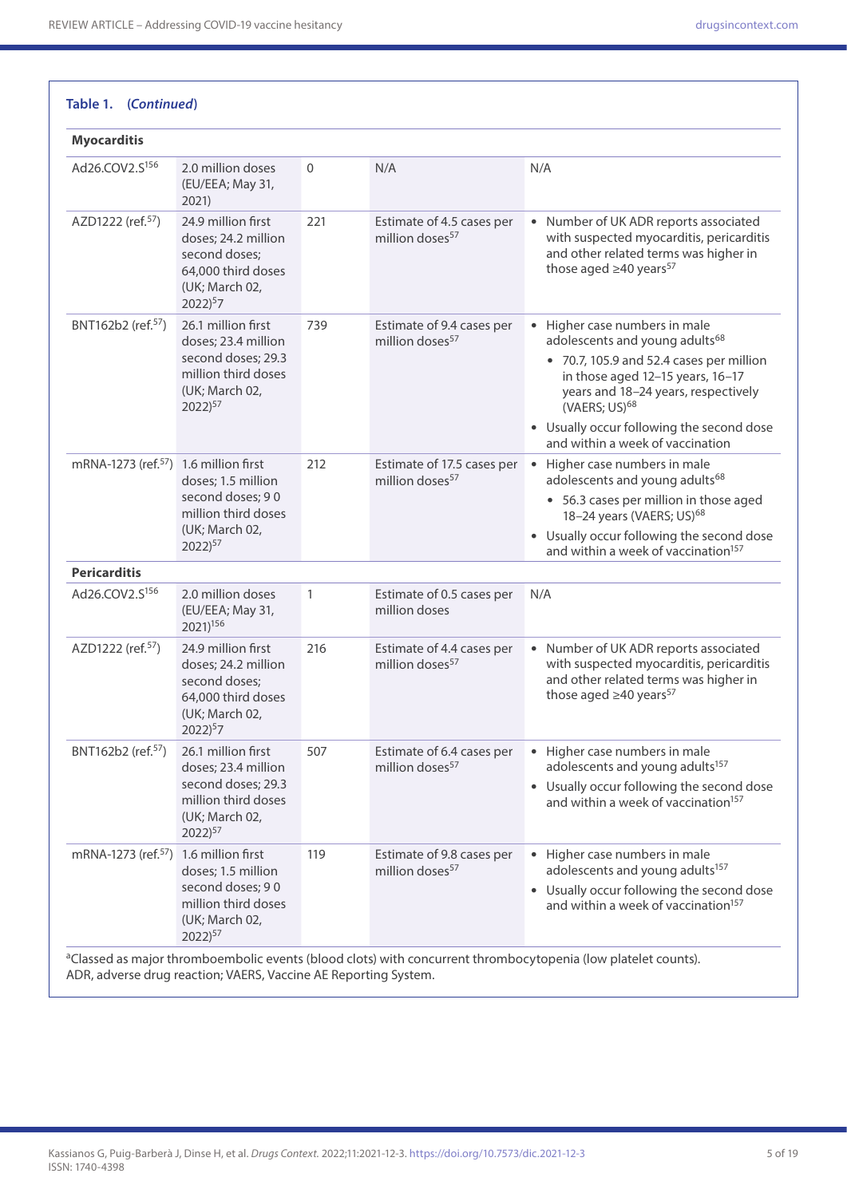**Table 1. (*Continued*)**

| | | | | |
|---|---|---|---|---|
| **Myocarditis** | | | | |
| Ad26.COV2.S[156] | 2.0 million doses (EU/EEA; May 31, 2021) | 0 | N/A | N/A |
| AZD1222 (ref.[57]) | 24.9 million first doses; 24.2 million second doses; 64,000 third doses (UK; March 02, 2022)[57] | 221 | Estimate of 4.5 cases per million doses[57] | • Number of UK ADR reports associated with suspected myocarditis, pericarditis and other related terms was higher in those aged ≥40 years[57] |
| BNT162b2 (ref.[57]) | 26.1 million first doses; 23.4 million second doses; 29.3 million third doses (UK; March 02, 2022)[57] | 739 | Estimate of 9.4 cases per million doses[57] | • Higher case numbers in male adolescents and young adults[68] <br> • 70.7, 105.9 and 52.4 cases per million in those aged 12–15 years, 16–17 years and 18–24 years, respectively (VAERS; US)[68] <br> • Usually occur following the second dose and within a week of vaccination |
| mRNA-1273 (ref.[57]) | 1.6 million first doses; 1.5 million second doses; 9 0 million third doses (UK; March 02, 2022)[57] | 212 | Estimate of 17.5 cases per million doses[57] | • Higher case numbers in male adolescents and young adults[68] <br> • 56.3 cases per million in those aged 18–24 years (VAERS; US)[68] <br> • Usually occur following the second dose and within a week of vaccination[157] |
| **Pericarditis** | | | | |
| Ad26.COV2.S[156] | 2.0 million doses (EU/EEA; May 31, 2021)[156] | 1 | Estimate of 0.5 cases per million doses | N/A |
| AZD1222 (ref.[57]) | 24.9 million first doses; 24.2 million second doses; 64,000 third doses (UK; March 02, 2022)[57] | 216 | Estimate of 4.4 cases per million doses[57] | • Number of UK ADR reports associated with suspected myocarditis, pericarditis and other related terms was higher in those aged ≥40 years[57] |
| BNT162b2 (ref.[57]) | 26.1 million first doses; 23.4 million second doses; 29.3 million third doses (UK; March 02, 2022)[57] | 507 | Estimate of 6.4 cases per million doses[57] | • Higher case numbers in male adolescents and young adults[157] <br> • Usually occur following the second dose and within a week of vaccination[157] |
| mRNA-1273 (ref.[57]) | 1.6 million first doses; 1.5 million second doses; 9 0 million third doses (UK; March 02, 2022)[57] | 119 | Estimate of 9.8 cases per million doses[57] | • Higher case numbers in male adolescents and young adults[157] <br> • Usually occur following the second dose and within a week of vaccination[157] |

[a]Classed as major thromboembolic events (blood clots) with concurrent thrombocytopenia (low platelet counts).
ADR, adverse drug reaction; VAERS, Vaccine AE Reporting System.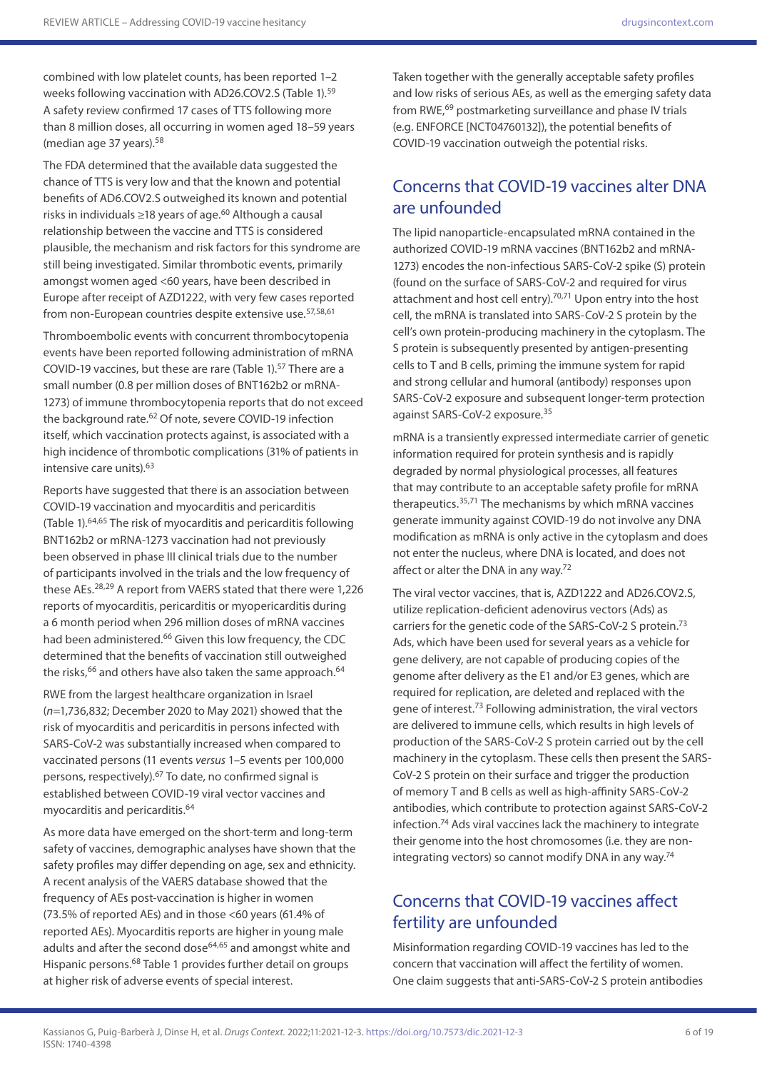combined with low platelet counts, has been reported 1–2 weeks following vaccination with AD26.COV2.S (Table 1).[59] A safety review confirmed 17 cases of TTS following more than 8 million doses, all occurring in women aged 18–59 years (median age 37 years).[58]

The FDA determined that the available data suggested the chance of TTS is very low and that the known and potential benefits of AD6.COV2.S outweighed its known and potential risks in individuals ≥18 years of age.[60] Although a causal relationship between the vaccine and TTS is considered plausible, the mechanism and risk factors for this syndrome are still being investigated. Similar thrombotic events, primarily amongst women aged <60 years, have been described in Europe after receipt of AZD1222, with very few cases reported from non-European countries despite extensive use.[57,58,61]

Thromboembolic events with concurrent thrombocytopenia events have been reported following administration of mRNA COVID-19 vaccines, but these are rare (Table 1).[57] There are a small number (0.8 per million doses of BNT162b2 or mRNA-1273) of immune thrombocytopenia reports that do not exceed the background rate.[62] Of note, severe COVID-19 infection itself, which vaccination protects against, is associated with a high incidence of thrombotic complications (31% of patients in intensive care units).[63]

Reports have suggested that there is an association between COVID-19 vaccination and myocarditis and pericarditis (Table 1).[64,65] The risk of myocarditis and pericarditis following BNT162b2 or mRNA-1273 vaccination had not previously been observed in phase III clinical trials due to the number of participants involved in the trials and the low frequency of these AEs.[28,29] A report from VAERS stated that there were 1,226 reports of myocarditis, pericarditis or myopericarditis during a 6 month period when 296 million doses of mRNA vaccines had been administered.[66] Given this low frequency, the CDC determined that the benefits of vaccination still outweighed the risks,[66] and others have also taken the same approach.[64]

RWE from the largest healthcare organization in Israel (*n*=1,736,832; December 2020 to May 2021) showed that the risk of myocarditis and pericarditis in persons infected with SARS-CoV-2 was substantially increased when compared to vaccinated persons (11 events *versus* 1–5 events per 100,000 persons, respectively).[67] To date, no confirmed signal is established between COVID-19 viral vector vaccines and myocarditis and pericarditis.[64]

As more data have emerged on the short-term and long-term safety of vaccines, demographic analyses have shown that the safety profiles may differ depending on age, sex and ethnicity. A recent analysis of the VAERS database showed that the frequency of AEs post-vaccination is higher in women (73.5% of reported AEs) and in those <60 years (61.4% of reported AEs). Myocarditis reports are higher in young male adults and after the second dose[64,65] and amongst white and Hispanic persons.[68] Table 1 provides further detail on groups at higher risk of adverse events of special interest.

Taken together with the generally acceptable safety profiles and low risks of serious AEs, as well as the emerging safety data from RWE,[69] postmarketing surveillance and phase IV trials (e.g. ENFORCE [NCT04760132]), the potential benefits of COVID-19 vaccination outweigh the potential risks.

## Concerns that COVID-19 vaccines alter DNA are unfounded

The lipid nanoparticle-encapsulated mRNA contained in the authorized COVID-19 mRNA vaccines (BNT162b2 and mRNA-1273) encodes the non-infectious SARS-CoV-2 spike (S) protein (found on the surface of SARS-CoV-2 and required for virus attachment and host cell entry).[70,71] Upon entry into the host cell, the mRNA is translated into SARS-CoV-2 S protein by the cell's own protein-producing machinery in the cytoplasm. The S protein is subsequently presented by antigen-presenting cells to T and B cells, priming the immune system for rapid and strong cellular and humoral (antibody) responses upon SARS-CoV-2 exposure and subsequent longer-term protection against SARS-CoV-2 exposure.[35]

mRNA is a transiently expressed intermediate carrier of genetic information required for protein synthesis and is rapidly degraded by normal physiological processes, all features that may contribute to an acceptable safety profile for mRNA therapeutics.[35,71] The mechanisms by which mRNA vaccines generate immunity against COVID-19 do not involve any DNA modification as mRNA is only active in the cytoplasm and does not enter the nucleus, where DNA is located, and does not affect or alter the DNA in any way.[72]

The viral vector vaccines, that is, AZD1222 and AD26.COV2.S, utilize replication-deficient adenovirus vectors (Ads) as carriers for the genetic code of the SARS-CoV-2 S protein.[73] Ads, which have been used for several years as a vehicle for gene delivery, are not capable of producing copies of the genome after delivery as the E1 and/or E3 genes, which are required for replication, are deleted and replaced with the gene of interest.[73] Following administration, the viral vectors are delivered to immune cells, which results in high levels of production of the SARS-CoV-2 S protein carried out by the cell machinery in the cytoplasm. These cells then present the SARS-CoV-2 S protein on their surface and trigger the production of memory T and B cells as well as high-affinity SARS-CoV-2 antibodies, which contribute to protection against SARS-CoV-2 infection.[74] Ads viral vaccines lack the machinery to integrate their genome into the host chromosomes (i.e. they are non-integrating vectors) so cannot modify DNA in any way.[74]

## Concerns that COVID-19 vaccines affect fertility are unfounded

Misinformation regarding COVID-19 vaccines has led to the concern that vaccination will affect the fertility of women. One claim suggests that anti-SARS-CoV-2 S protein antibodies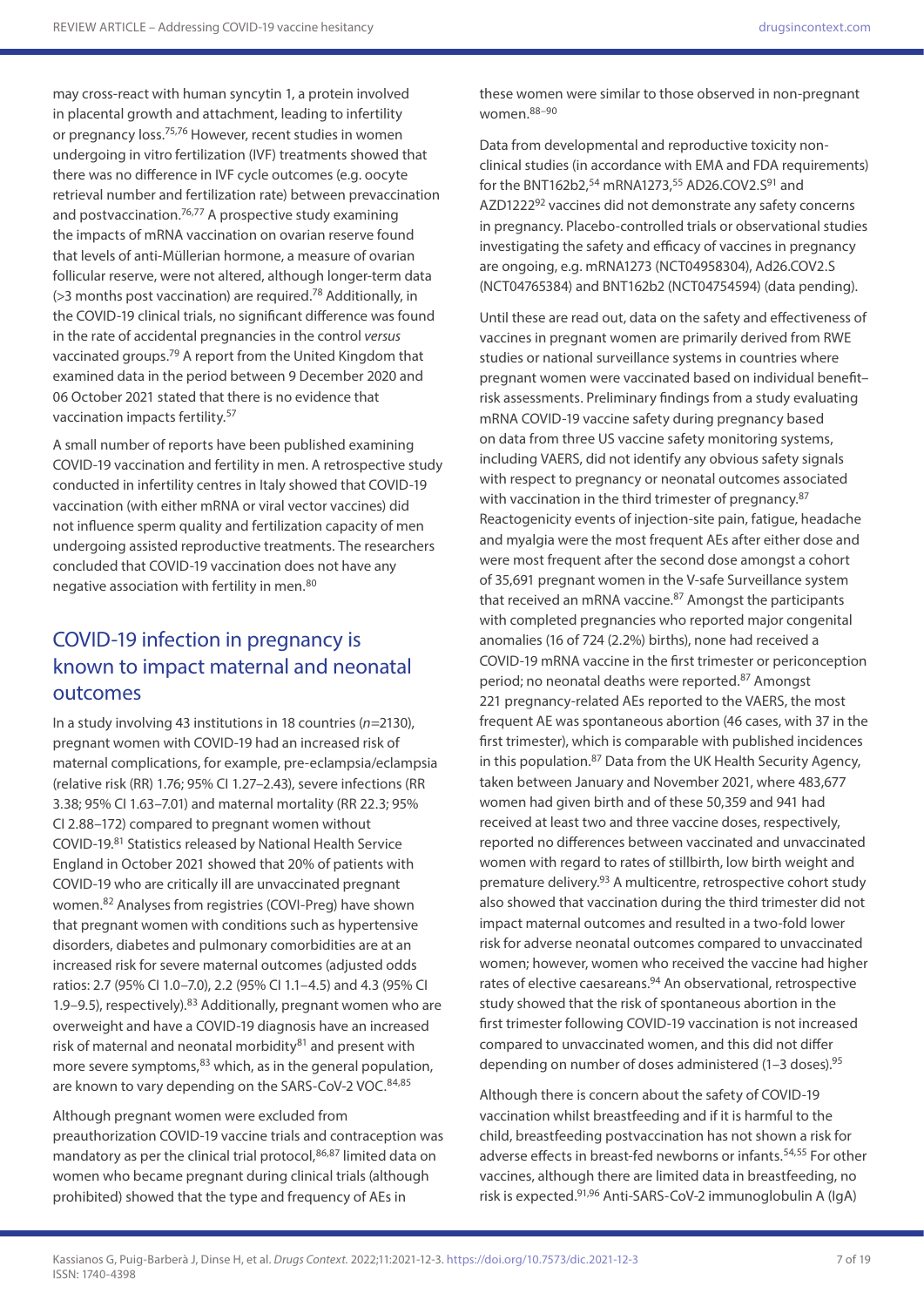may cross-react with human syncytin 1, a protein involved in placental growth and attachment, leading to infertility or pregnancy loss.[75,76] However, recent studies in women undergoing in vitro fertilization (IVF) treatments showed that there was no difference in IVF cycle outcomes (e.g. oocyte retrieval number and fertilization rate) between prevaccination and postvaccination.[76,77] A prospective study examining the impacts of mRNA vaccination on ovarian reserve found that levels of anti-Müllerian hormone, a measure of ovarian follicular reserve, were not altered, although longer-term data (>3 months post vaccination) are required.[78] Additionally, in the COVID-19 clinical trials, no significant difference was found in the rate of accidental pregnancies in the control *versus* vaccinated groups.[79] A report from the United Kingdom that examined data in the period between 9 December 2020 and 06 October 2021 stated that there is no evidence that vaccination impacts fertility.[57]

A small number of reports have been published examining COVID-19 vaccination and fertility in men. A retrospective study conducted in infertility centres in Italy showed that COVID-19 vaccination (with either mRNA or viral vector vaccines) did not influence sperm quality and fertilization capacity of men undergoing assisted reproductive treatments. The researchers concluded that COVID-19 vaccination does not have any negative association with fertility in men.[80]

## COVID-19 infection in pregnancy is known to impact maternal and neonatal outcomes

In a study involving 43 institutions in 18 countries ($n$=2130), pregnant women with COVID-19 had an increased risk of maternal complications, for example, pre-eclampsia/eclampsia (relative risk (RR) 1.76; 95% CI 1.27–2.43), severe infections (RR 3.38; 95% CI 1.63–7.01) and maternal mortality (RR 22.3; 95% CI 2.88–172) compared to pregnant women without COVID-19.[81] Statistics released by National Health Service England in October 2021 showed that 20% of patients with COVID-19 who are critically ill are unvaccinated pregnant women.[82] Analyses from registries (COVI-Preg) have shown that pregnant women with conditions such as hypertensive disorders, diabetes and pulmonary comorbidities are at an increased risk for severe maternal outcomes (adjusted odds ratios: 2.7 (95% CI 1.0–7.0), 2.2 (95% CI 1.1–4.5) and 4.3 (95% CI 1.9–9.5), respectively).[83] Additionally, pregnant women who are overweight and have a COVID-19 diagnosis have an increased risk of maternal and neonatal morbidity[81] and present with more severe symptoms,[83] which, as in the general population, are known to vary depending on the SARS-CoV-2 VOC.[84,85]

Although pregnant women were excluded from preauthorization COVID-19 vaccine trials and contraception was mandatory as per the clinical trial protocol,[86,87] limited data on women who became pregnant during clinical trials (although prohibited) showed that the type and frequency of AEs in these women were similar to those observed in non-pregnant women.[88–90]

Data from developmental and reproductive toxicity non-clinical studies (in accordance with EMA and FDA requirements) for the BNT162b2,[54] mRNA1273,[55] AD26.COV2.S[91] and AZD1222[92] vaccines did not demonstrate any safety concerns in pregnancy. Placebo-controlled trials or observational studies investigating the safety and efficacy of vaccines in pregnancy are ongoing, e.g. mRNA1273 (NCT04958304), Ad26.COV2.S (NCT04765384) and BNT162b2 (NCT04754594) (data pending).

Until these are read out, data on the safety and effectiveness of vaccines in pregnant women are primarily derived from RWE studies or national surveillance systems in countries where pregnant women were vaccinated based on individual benefit–risk assessments. Preliminary findings from a study evaluating mRNA COVID-19 vaccine safety during pregnancy based on data from three US vaccine safety monitoring systems, including VAERS, did not identify any obvious safety signals with respect to pregnancy or neonatal outcomes associated with vaccination in the third trimester of pregnancy.[87] Reactogenicity events of injection-site pain, fatigue, headache and myalgia were the most frequent AEs after either dose and were most frequent after the second dose amongst a cohort of 35,691 pregnant women in the V-safe Surveillance system that received an mRNA vaccine.[87] Amongst the participants with completed pregnancies who reported major congenital anomalies (16 of 724 (2.2%) births), none had received a COVID-19 mRNA vaccine in the first trimester or periconception period; no neonatal deaths were reported.[87] Amongst 221 pregnancy-related AEs reported to the VAERS, the most frequent AE was spontaneous abortion (46 cases, with 37 in the first trimester), which is comparable with published incidences in this population.[87] Data from the UK Health Security Agency, taken between January and November 2021, where 483,677 women had given birth and of these 50,359 and 941 had received at least two and three vaccine doses, respectively, reported no differences between vaccinated and unvaccinated women with regard to rates of stillbirth, low birth weight and premature delivery.[93] A multicentre, retrospective cohort study also showed that vaccination during the third trimester did not impact maternal outcomes and resulted in a two-fold lower risk for adverse neonatal outcomes compared to unvaccinated women; however, women who received the vaccine had higher rates of elective caesareans.[94] An observational, retrospective study showed that the risk of spontaneous abortion in the first trimester following COVID-19 vaccination is not increased compared to unvaccinated women, and this did not differ depending on number of doses administered (1–3 doses).[95]

Although there is concern about the safety of COVID-19 vaccination whilst breastfeeding and if it is harmful to the child, breastfeeding postvaccination has not shown a risk for adverse effects in breast-fed newborns or infants.[54,55] For other vaccines, although there are limited data in breastfeeding, no risk is expected.[91,96] Anti-SARS-CoV-2 immunoglobulin A (IgA)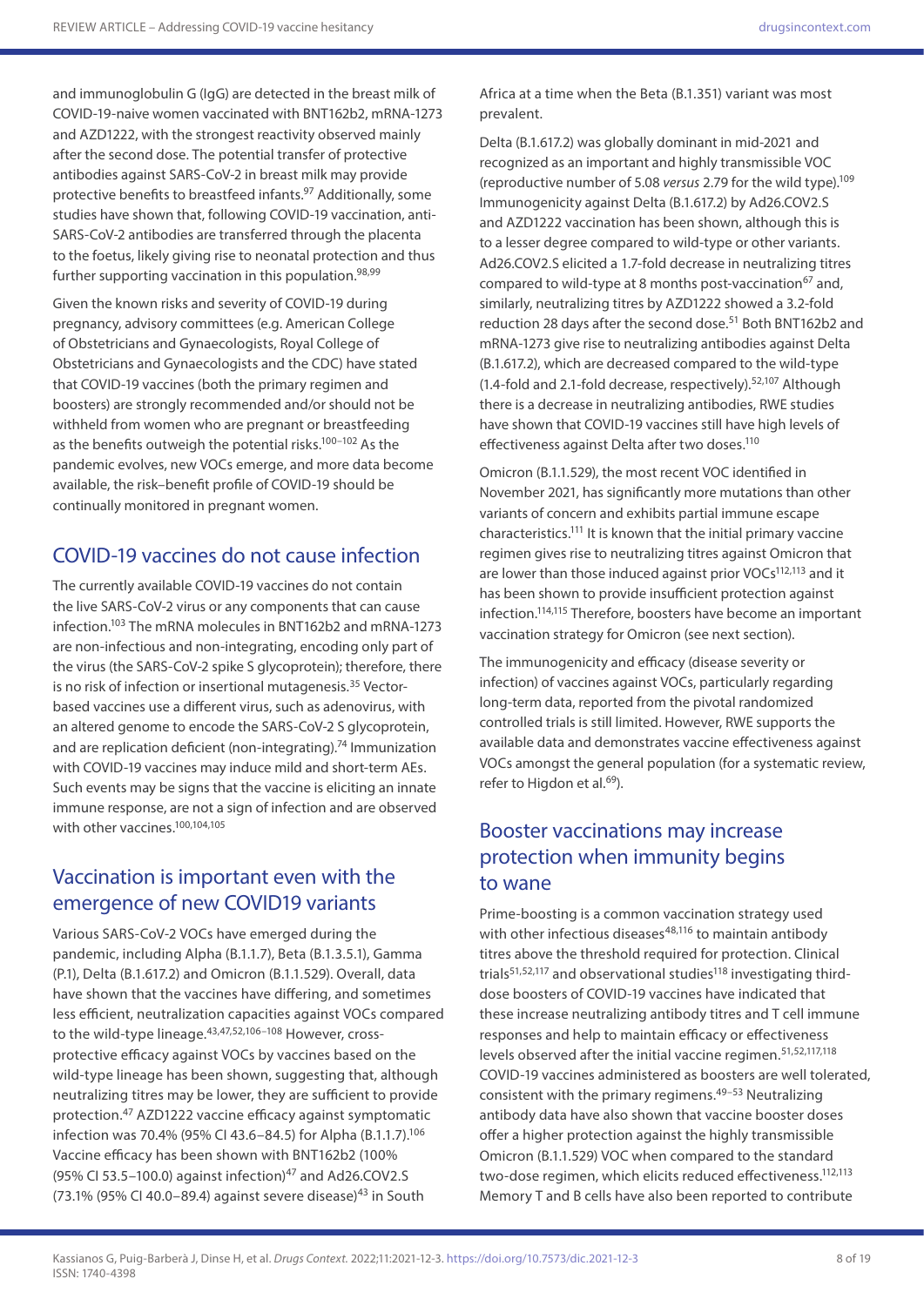and immunoglobulin G (IgG) are detected in the breast milk of COVID-19-naive women vaccinated with BNT162b2, mRNA-1273 and AZD1222, with the strongest reactivity observed mainly after the second dose. The potential transfer of protective antibodies against SARS-CoV-2 in breast milk may provide protective benefits to breastfeed infants.[97] Additionally, some studies have shown that, following COVID-19 vaccination, anti-SARS-CoV-2 antibodies are transferred through the placenta to the foetus, likely giving rise to neonatal protection and thus further supporting vaccination in this population.[98,99]

Given the known risks and severity of COVID-19 during pregnancy, advisory committees (e.g. American College of Obstetricians and Gynaecologists, Royal College of Obstetricians and Gynaecologists and the CDC) have stated that COVID-19 vaccines (both the primary regimen and boosters) are strongly recommended and/or should not be withheld from women who are pregnant or breastfeeding as the benefits outweigh the potential risks.[100–102] As the pandemic evolves, new VOCs emerge, and more data become available, the risk–benefit profile of COVID-19 should be continually monitored in pregnant women.

## COVID-19 vaccines do not cause infection

The currently available COVID-19 vaccines do not contain the live SARS-CoV-2 virus or any components that can cause infection.[103] The mRNA molecules in BNT162b2 and mRNA-1273 are non-infectious and non-integrating, encoding only part of the virus (the SARS-CoV-2 spike S glycoprotein); therefore, there is no risk of infection or insertional mutagenesis.[35] Vector-based vaccines use a different virus, such as adenovirus, with an altered genome to encode the SARS-CoV-2 S glycoprotein, and are replication deficient (non-integrating).[74] Immunization with COVID-19 vaccines may induce mild and short-term AEs. Such events may be signs that the vaccine is eliciting an innate immune response, are not a sign of infection and are observed with other vaccines.[100,104,105]

## Vaccination is important even with the emergence of new COVID19 variants

Various SARS-CoV-2 VOCs have emerged during the pandemic, including Alpha (B.1.1.7), Beta (B.1.3.5.1), Gamma (P.1), Delta (B.1.617.2) and Omicron (B.1.1.529). Overall, data have shown that the vaccines have differing, and sometimes less efficient, neutralization capacities against VOCs compared to the wild-type lineage.[43,47,52,106–108] However, cross-protective efficacy against VOCs by vaccines based on the wild-type lineage has been shown, suggesting that, although neutralizing titres may be lower, they are sufficient to provide protection.[47] AZD1222 vaccine efficacy against symptomatic infection was 70.4% (95% CI 43.6–84.5) for Alpha (B.1.1.7).[106] Vaccine efficacy has been shown with BNT162b2 (100% (95% CI 53.5–100.0) against infection)[47] and Ad26.COV2.S (73.1% (95% CI 40.0–89.4) against severe disease)[43] in South Africa at a time when the Beta (B.1.351) variant was most prevalent.

Delta (B.1.617.2) was globally dominant in mid-2021 and recognized as an important and highly transmissible VOC (reproductive number of 5.08 *versus* 2.79 for the wild type).[109] Immunogenicity against Delta (B.1.617.2) by Ad26.COV2.S and AZD1222 vaccination has been shown, although this is to a lesser degree compared to wild-type or other variants. Ad26.COV2.S elicited a 1.7-fold decrease in neutralizing titres compared to wild-type at 8 months post-vaccination[67] and, similarly, neutralizing titres by AZD1222 showed a 3.2-fold reduction 28 days after the second dose.[51] Both BNT162b2 and mRNA-1273 give rise to neutralizing antibodies against Delta (B.1.617.2), which are decreased compared to the wild-type (1.4-fold and 2.1-fold decrease, respectively).[52,107] Although there is a decrease in neutralizing antibodies, RWE studies have shown that COVID-19 vaccines still have high levels of effectiveness against Delta after two doses.[110]

Omicron (B.1.1.529), the most recent VOC identified in November 2021, has significantly more mutations than other variants of concern and exhibits partial immune escape characteristics.[111] It is known that the initial primary vaccine regimen gives rise to neutralizing titres against Omicron that are lower than those induced against prior VOCs[112,113] and it has been shown to provide insufficient protection against infection.[114,115] Therefore, boosters have become an important vaccination strategy for Omicron (see next section).

The immunogenicity and efficacy (disease severity or infection) of vaccines against VOCs, particularly regarding long-term data, reported from the pivotal randomized controlled trials is still limited. However, RWE supports the available data and demonstrates vaccine effectiveness against VOCs amongst the general population (for a systematic review, refer to Higdon et al.[69]).

## Booster vaccinations may increase protection when immunity begins to wane

Prime-boosting is a common vaccination strategy used with other infectious diseases[48,116] to maintain antibody titres above the threshold required for protection. Clinical trials[51,52,117] and observational studies[118] investigating third-dose boosters of COVID-19 vaccines have indicated that these increase neutralizing antibody titres and T cell immune responses and help to maintain efficacy or effectiveness levels observed after the initial vaccine regimen.[51,52,117,118] COVID-19 vaccines administered as boosters are well tolerated, consistent with the primary regimens.[49–53] Neutralizing antibody data have also shown that vaccine booster doses offer a higher protection against the highly transmissible Omicron (B.1.1.529) VOC when compared to the standard two-dose regimen, which elicits reduced effectiveness.[112,113] Memory T and B cells have also been reported to contribute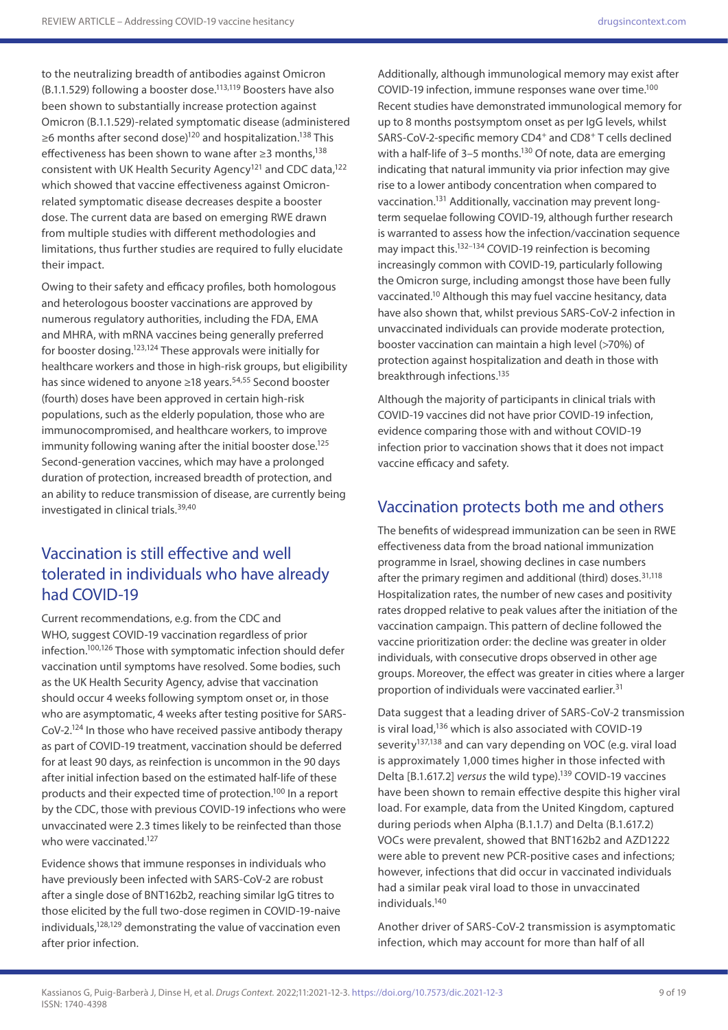to the neutralizing breadth of antibodies against Omicron (B.1.1.529) following a booster dose.[113,119] Boosters have also been shown to substantially increase protection against Omicron (B.1.1.529)-related symptomatic disease (administered ≥6 months after second dose)[120] and hospitalization.[138] This effectiveness has been shown to wane after ≥3 months,[138] consistent with UK Health Security Agency[121] and CDC data,[122] which showed that vaccine effectiveness against Omicron-related symptomatic disease decreases despite a booster dose. The current data are based on emerging RWE drawn from multiple studies with different methodologies and limitations, thus further studies are required to fully elucidate their impact.

Owing to their safety and efficacy profiles, both homologous and heterologous booster vaccinations are approved by numerous regulatory authorities, including the FDA, EMA and MHRA, with mRNA vaccines being generally preferred for booster dosing.[123,124] These approvals were initially for healthcare workers and those in high-risk groups, but eligibility has since widened to anyone ≥18 years.[54,55] Second booster (fourth) doses have been approved in certain high-risk populations, such as the elderly population, those who are immunocompromised, and healthcare workers, to improve immunity following waning after the initial booster dose.[125] Second-generation vaccines, which may have a prolonged duration of protection, increased breadth of protection, and an ability to reduce transmission of disease, are currently being investigated in clinical trials.[39,40]

## Vaccination is still effective and well tolerated in individuals who have already had COVID-19

Current recommendations, e.g. from the CDC and WHO, suggest COVID-19 vaccination regardless of prior infection.[100,126] Those with symptomatic infection should defer vaccination until symptoms have resolved. Some bodies, such as the UK Health Security Agency, advise that vaccination should occur 4 weeks following symptom onset or, in those who are asymptomatic, 4 weeks after testing positive for SARS-CoV-2.[124] In those who have received passive antibody therapy as part of COVID-19 treatment, vaccination should be deferred for at least 90 days, as reinfection is uncommon in the 90 days after initial infection based on the estimated half-life of these products and their expected time of protection.[100] In a report by the CDC, those with previous COVID-19 infections who were unvaccinated were 2.3 times likely to be reinfected than those who were vaccinated.[127]

Evidence shows that immune responses in individuals who have previously been infected with SARS-CoV-2 are robust after a single dose of BNT162b2, reaching similar IgG titres to those elicited by the full two-dose regimen in COVID-19-naive individuals,[128,129] demonstrating the value of vaccination even after prior infection.

Additionally, although immunological memory may exist after COVID-19 infection, immune responses wane over time.[100] Recent studies have demonstrated immunological memory for up to 8 months postsymptom onset as per IgG levels, whilst SARS-CoV-2-specific memory $CD4^+$ and $CD8^+$ T cells declined with a half-life of 3–5 months.[130] Of note, data are emerging indicating that natural immunity via prior infection may give rise to a lower antibody concentration when compared to vaccination.[131] Additionally, vaccination may prevent long-term sequelae following COVID-19, although further research is warranted to assess how the infection/vaccination sequence may impact this.[132–134] COVID-19 reinfection is becoming increasingly common with COVID-19, particularly following the Omicron surge, including amongst those have been fully vaccinated.[10] Although this may fuel vaccine hesitancy, data have also shown that, whilst previous SARS-CoV-2 infection in unvaccinated individuals can provide moderate protection, booster vaccination can maintain a high level (>70%) of protection against hospitalization and death in those with breakthrough infections.[135]

Although the majority of participants in clinical trials with COVID-19 vaccines did not have prior COVID-19 infection, evidence comparing those with and without COVID-19 infection prior to vaccination shows that it does not impact vaccine efficacy and safety.

## Vaccination protects both me and others

The benefits of widespread immunization can be seen in RWE effectiveness data from the broad national immunization programme in Israel, showing declines in case numbers after the primary regimen and additional (third) doses.[31,118] Hospitalization rates, the number of new cases and positivity rates dropped relative to peak values after the initiation of the vaccination campaign. This pattern of decline followed the vaccine prioritization order: the decline was greater in older individuals, with consecutive drops observed in other age groups. Moreover, the effect was greater in cities where a larger proportion of individuals were vaccinated earlier.[31]

Data suggest that a leading driver of SARS-CoV-2 transmission is viral load,[136] which is also associated with COVID-19 severity[137,138] and can vary depending on VOC (e.g. viral load is approximately 1,000 times higher in those infected with Delta [B.1.617.2] *versus* the wild type).[139] COVID-19 vaccines have been shown to remain effective despite this higher viral load. For example, data from the United Kingdom, captured during periods when Alpha (B.1.1.7) and Delta (B.1.617.2) VOCs were prevalent, showed that BNT162b2 and AZD1222 were able to prevent new PCR-positive cases and infections; however, infections that did occur in vaccinated individuals had a similar peak viral load to those in unvaccinated individuals.[140]

Another driver of SARS-CoV-2 transmission is asymptomatic infection, which may account for more than half of all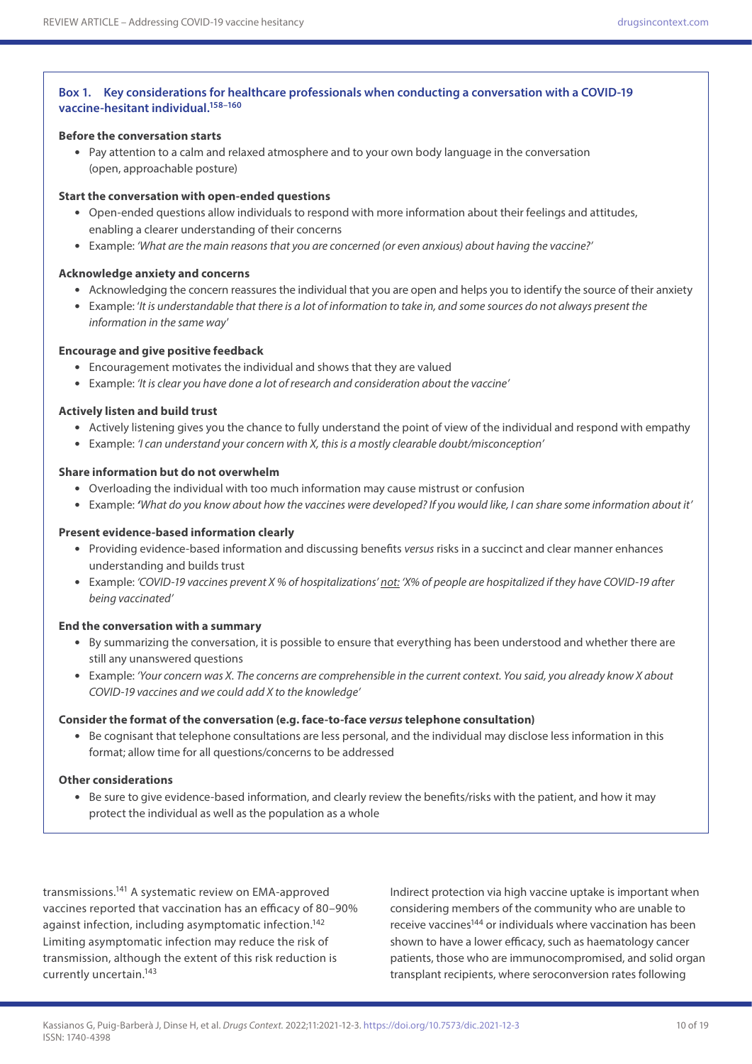**Box 1. Key considerations for healthcare professionals when conducting a conversation with a COVID-19 vaccine-hesitant individual.**[158–160]

**Before the conversation starts**

- Pay attention to a calm and relaxed atmosphere and to your own body language in the conversation (open, approachable posture)

**Start the conversation with open-ended questions**

- Open-ended questions allow individuals to respond with more information about their feelings and attitudes, enabling a clearer understanding of their concerns
- Example: *'What are the main reasons that you are concerned (or even anxious) about having the vaccine?'*

**Acknowledge anxiety and concerns**

- Acknowledging the concern reassures the individual that you are open and helps you to identify the source of their anxiety
- Example: '*It is understandable that there is a lot of information to take in, and some sources do not always present the information in the same way*'

**Encourage and give positive feedback**

- Encouragement motivates the individual and shows that they are valued
- Example: *'It is clear you have done a lot of research and consideration about the vaccine'*

**Actively listen and build trust**

- Actively listening gives you the chance to fully understand the point of view of the individual and respond with empathy
- Example: *'I can understand your concern with X, this is a mostly clearable doubt/misconception'*

**Share information but do not overwhelm**

- Overloading the individual with too much information may cause mistrust or confusion
- Example: *'What do you know about how the vaccines were developed? If you would like, I can share some information about it'*

**Present evidence-based information clearly**

- Providing evidence-based information and discussing benefits *versus* risks in a succinct and clear manner enhances understanding and builds trust
- Example: *'COVID-19 vaccines prevent X % of hospitalizations'* not: *'X% of people are hospitalized if they have COVID-19 after being vaccinated'*

**End the conversation with a summary**

- By summarizing the conversation, it is possible to ensure that everything has been understood and whether there are still any unanswered questions
- Example: *'Your concern was X. The concerns are comprehensible in the current context. You said, you already know X about COVID-19 vaccines and we could add X to the knowledge'*

**Consider the format of the conversation (e.g. face-to-face *versus* telephone consultation)**

- Be cognisant that telephone consultations are less personal, and the individual may disclose less information in this format; allow time for all questions/concerns to be addressed

**Other considerations**

- Be sure to give evidence-based information, and clearly review the benefits/risks with the patient, and how it may protect the individual as well as the population as a whole

transmissions.[141] A systematic review on EMA-approved vaccines reported that vaccination has an efficacy of 80–90% against infection, including asymptomatic infection.[142] Limiting asymptomatic infection may reduce the risk of transmission, although the extent of this risk reduction is currently uncertain.[143]

Indirect protection via high vaccine uptake is important when considering members of the community who are unable to receive vaccines[144] or individuals where vaccination has been shown to have a lower efficacy, such as haematology cancer patients, those who are immunocompromised, and solid organ transplant recipients, where seroconversion rates following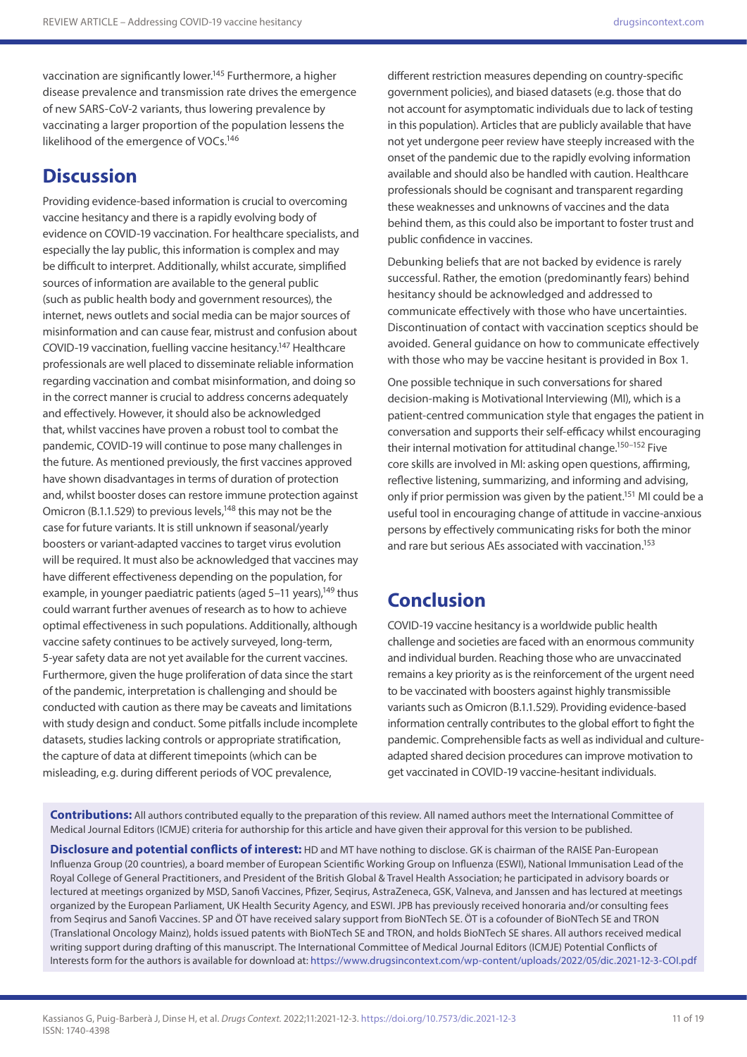vaccination are significantly lower.[145] Furthermore, a higher disease prevalence and transmission rate drives the emergence of new SARS-CoV-2 variants, thus lowering prevalence by vaccinating a larger proportion of the population lessens the likelihood of the emergence of VOCs.[146]

## Discussion

Providing evidence-based information is crucial to overcoming vaccine hesitancy and there is a rapidly evolving body of evidence on COVID-19 vaccination. For healthcare specialists, and especially the lay public, this information is complex and may be difficult to interpret. Additionally, whilst accurate, simplified sources of information are available to the general public (such as public health body and government resources), the internet, news outlets and social media can be major sources of misinformation and can cause fear, mistrust and confusion about COVID-19 vaccination, fuelling vaccine hesitancy.[147] Healthcare professionals are well placed to disseminate reliable information regarding vaccination and combat misinformation, and doing so in the correct manner is crucial to address concerns adequately and effectively. However, it should also be acknowledged that, whilst vaccines have proven a robust tool to combat the pandemic, COVID-19 will continue to pose many challenges in the future. As mentioned previously, the first vaccines approved have shown disadvantages in terms of duration of protection and, whilst booster doses can restore immune protection against Omicron (B.1.1.529) to previous levels,[148] this may not be the case for future variants. It is still unknown if seasonal/yearly boosters or variant-adapted vaccines to target virus evolution will be required. It must also be acknowledged that vaccines may have different effectiveness depending on the population, for example, in younger paediatric patients (aged 5–11 years),[149] thus could warrant further avenues of research as to how to achieve optimal effectiveness in such populations. Additionally, although vaccine safety continues to be actively surveyed, long-term, 5-year safety data are not yet available for the current vaccines. Furthermore, given the huge proliferation of data since the start of the pandemic, interpretation is challenging and should be conducted with caution as there may be caveats and limitations with study design and conduct. Some pitfalls include incomplete datasets, studies lacking controls or appropriate stratification, the capture of data at different timepoints (which can be misleading, e.g. during different periods of VOC prevalence, different restriction measures depending on country-specific government policies), and biased datasets (e.g. those that do not account for asymptomatic individuals due to lack of testing in this population). Articles that are publicly available that have not yet undergone peer review have steeply increased with the onset of the pandemic due to the rapidly evolving information available and should also be handled with caution. Healthcare professionals should be cognisant and transparent regarding these weaknesses and unknowns of vaccines and the data behind them, as this could also be important to foster trust and public confidence in vaccines.

Debunking beliefs that are not backed by evidence is rarely successful. Rather, the emotion (predominantly fears) behind hesitancy should be acknowledged and addressed to communicate effectively with those who have uncertainties. Discontinuation of contact with vaccination sceptics should be avoided. General guidance on how to communicate effectively with those who may be vaccine hesitant is provided in Box 1.

One possible technique in such conversations for shared decision-making is Motivational Interviewing (MI), which is a patient-centred communication style that engages the patient in conversation and supports their self-efficacy whilst encouraging their internal motivation for attitudinal change.[150–152] Five core skills are involved in MI: asking open questions, affirming, reflective listening, summarizing, and informing and advising, only if prior permission was given by the patient.[151] MI could be a useful tool in encouraging change of attitude in vaccine-anxious persons by effectively communicating risks for both the minor and rare but serious AEs associated with vaccination.[153]

## Conclusion

COVID-19 vaccine hesitancy is a worldwide public health challenge and societies are faced with an enormous community and individual burden. Reaching those who are unvaccinated remains a key priority as is the reinforcement of the urgent need to be vaccinated with boosters against highly transmissible variants such as Omicron (B.1.1.529). Providing evidence-based information centrally contributes to the global effort to fight the pandemic. Comprehensible facts as well as individual and culture-adapted shared decision procedures can improve motivation to get vaccinated in COVID-19 vaccine-hesitant individuals.

**Contributions:** All authors contributed equally to the preparation of this review. All named authors meet the International Committee of Medical Journal Editors (ICMJE) criteria for authorship for this article and have given their approval for this version to be published.

**Disclosure and potential conflicts of interest:** HD and MT have nothing to disclose. GK is chairman of the RAISE Pan-European Influenza Group (20 countries), a board member of European Scientific Working Group on Influenza (ESWI), National Immunisation Lead of the Royal College of General Practitioners, and President of the British Global & Travel Health Association; he participated in advisory boards or lectured at meetings organized by MSD, Sanofi Vaccines, Pfizer, Seqirus, AstraZeneca, GSK, Valneva, and Janssen and has lectured at meetings organized by the European Parliament, UK Health Security Agency, and ESWI. JPB has previously received honoraria and/or consulting fees from Seqirus and Sanofi Vaccines. SP and ÖT have received salary support from BioNTech SE. ÖT is a cofounder of BioNTech SE and TRON (Translational Oncology Mainz), holds issued patents with BioNTech SE and TRON, and holds BioNTech SE shares. All authors received medical writing support during drafting of this manuscript. The International Committee of Medical Journal Editors (ICMJE) Potential Conflicts of Interests form for the authors is available for download at: https://www.drugsincontext.com/wp-content/uploads/2022/05/dic.2021-12-3-COI.pdf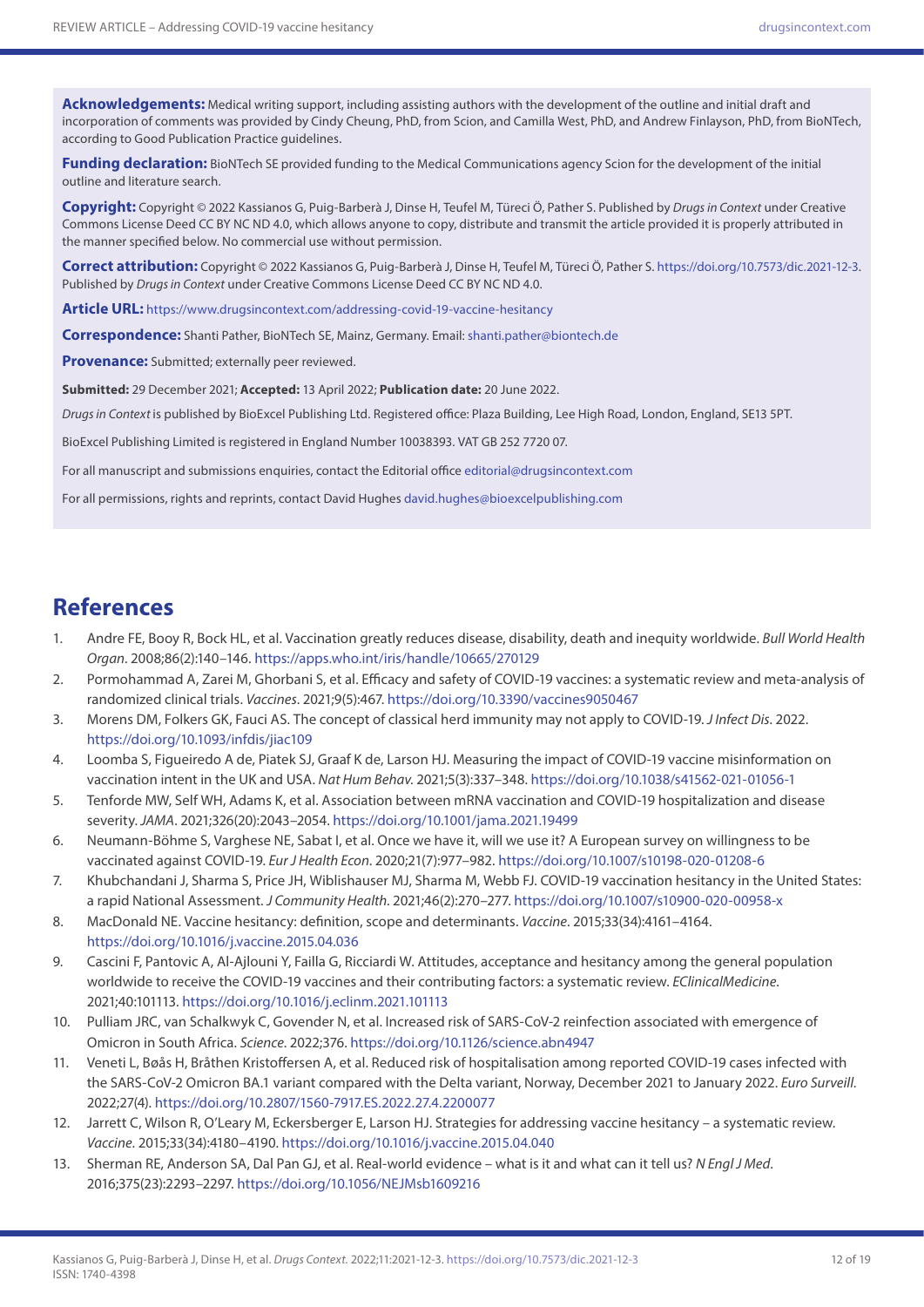**Acknowledgements:** Medical writing support, including assisting authors with the development of the outline and initial draft and incorporation of comments was provided by Cindy Cheung, PhD, from Scion, and Camilla West, PhD, and Andrew Finlayson, PhD, from BioNTech, according to Good Publication Practice guidelines.

**Funding declaration:** BioNTech SE provided funding to the Medical Communications agency Scion for the development of the initial outline and literature search.

**Copyright:** Copyright © 2022 Kassianos G, Puig-Barberà J, Dinse H, Teufel M, Türeci Ö, Pather S. Published by *Drugs in Context* under Creative Commons License Deed CC BY NC ND 4.0, which allows anyone to copy, distribute and transmit the article provided it is properly attributed in the manner specified below. No commercial use without permission.

**Correct attribution:** Copyright © 2022 Kassianos G, Puig-Barberà J, Dinse H, Teufel M, Türeci Ö, Pather S. https://doi.org/10.7573/dic.2021-12-3. Published by *Drugs in Context* under Creative Commons License Deed CC BY NC ND 4.0.

**Article URL:** https://www.drugsincontext.com/addressing-covid-19-vaccine-hesitancy

**Correspondence:** Shanti Pather, BioNTech SE, Mainz, Germany. Email: shanti.pather@biontech.de

**Provenance:** Submitted; externally peer reviewed.

**Submitted:** 29 December 2021; **Accepted:** 13 April 2022; **Publication date:** 20 June 2022.

*Drugs in Context* is published by BioExcel Publishing Ltd. Registered office: Plaza Building, Lee High Road, London, England, SE13 5PT.

BioExcel Publishing Limited is registered in England Number 10038393. VAT GB 252 7720 07.

For all manuscript and submissions enquiries, contact the Editorial office editorial@drugsincontext.com

For all permissions, rights and reprints, contact David Hughes david.hughes@bioexcelpublishing.com

## References

1. Andre FE, Booy R, Bock HL, et al. Vaccination greatly reduces disease, disability, death and inequity worldwide. *Bull World Health Organ*. 2008;86(2):140–146. https://apps.who.int/iris/handle/10665/270129
2. Pormohammad A, Zarei M, Ghorbani S, et al. Efficacy and safety of COVID-19 vaccines: a systematic review and meta-analysis of randomized clinical trials. *Vaccines*. 2021;9(5):467. https://doi.org/10.3390/vaccines9050467
3. Morens DM, Folkers GK, Fauci AS. The concept of classical herd immunity may not apply to COVID-19. *J Infect Dis*. 2022. https://doi.org/10.1093/infdis/jiac109
4. Loomba S, Figueiredo A de, Piatek SJ, Graaf K de, Larson HJ. Measuring the impact of COVID-19 vaccine misinformation on vaccination intent in the UK and USA. *Nat Hum Behav.* 2021;5(3):337–348. https://doi.org/10.1038/s41562-021-01056-1
5. Tenforde MW, Self WH, Adams K, et al. Association between mRNA vaccination and COVID-19 hospitalization and disease severity. *JAMA*. 2021;326(20):2043–2054. https://doi.org/10.1001/jama.2021.19499
6. Neumann-Böhme S, Varghese NE, Sabat I, et al. Once we have it, will we use it? A European survey on willingness to be vaccinated against COVID-19. *Eur J Health Econ*. 2020;21(7):977–982. https://doi.org/10.1007/s10198-020-01208-6
7. Khubchandani J, Sharma S, Price JH, Wiblishauser MJ, Sharma M, Webb FJ. COVID-19 vaccination hesitancy in the United States: a rapid National Assessment. *J Community Health*. 2021;46(2):270–277. https://doi.org/10.1007/s10900-020-00958-x
8. MacDonald NE. Vaccine hesitancy: definition, scope and determinants. *Vaccine*. 2015;33(34):4161–4164. https://doi.org/10.1016/j.vaccine.2015.04.036
9. Cascini F, Pantovic A, Al-Ajlouni Y, Failla G, Ricciardi W. Attitudes, acceptance and hesitancy among the general population worldwide to receive the COVID-19 vaccines and their contributing factors: a systematic review. *EClinicalMedicine*. 2021;40:101113. https://doi.org/10.1016/j.eclinm.2021.101113
10. Pulliam JRC, van Schalkwyk C, Govender N, et al. Increased risk of SARS-CoV-2 reinfection associated with emergence of Omicron in South Africa. *Science*. 2022;376. https://doi.org/10.1126/science.abn4947
11. Veneti L, Bøås H, Bråthen Kristoffersen A, et al. Reduced risk of hospitalisation among reported COVID-19 cases infected with the SARS-CoV-2 Omicron BA.1 variant compared with the Delta variant, Norway, December 2021 to January 2022. *Euro Surveill.* 2022;27(4). https://doi.org/10.2807/1560-7917.ES.2022.27.4.2200077
12. Jarrett C, Wilson R, O'Leary M, Eckersberger E, Larson HJ. Strategies for addressing vaccine hesitancy – a systematic review. *Vaccine*. 2015;33(34):4180–4190. https://doi.org/10.1016/j.vaccine.2015.04.040
13. Sherman RE, Anderson SA, Dal Pan GJ, et al. Real-world evidence – what is it and what can it tell us? *N Engl J Med*. 2016;375(23):2293–2297. https://doi.org/10.1056/NEJMsb1609216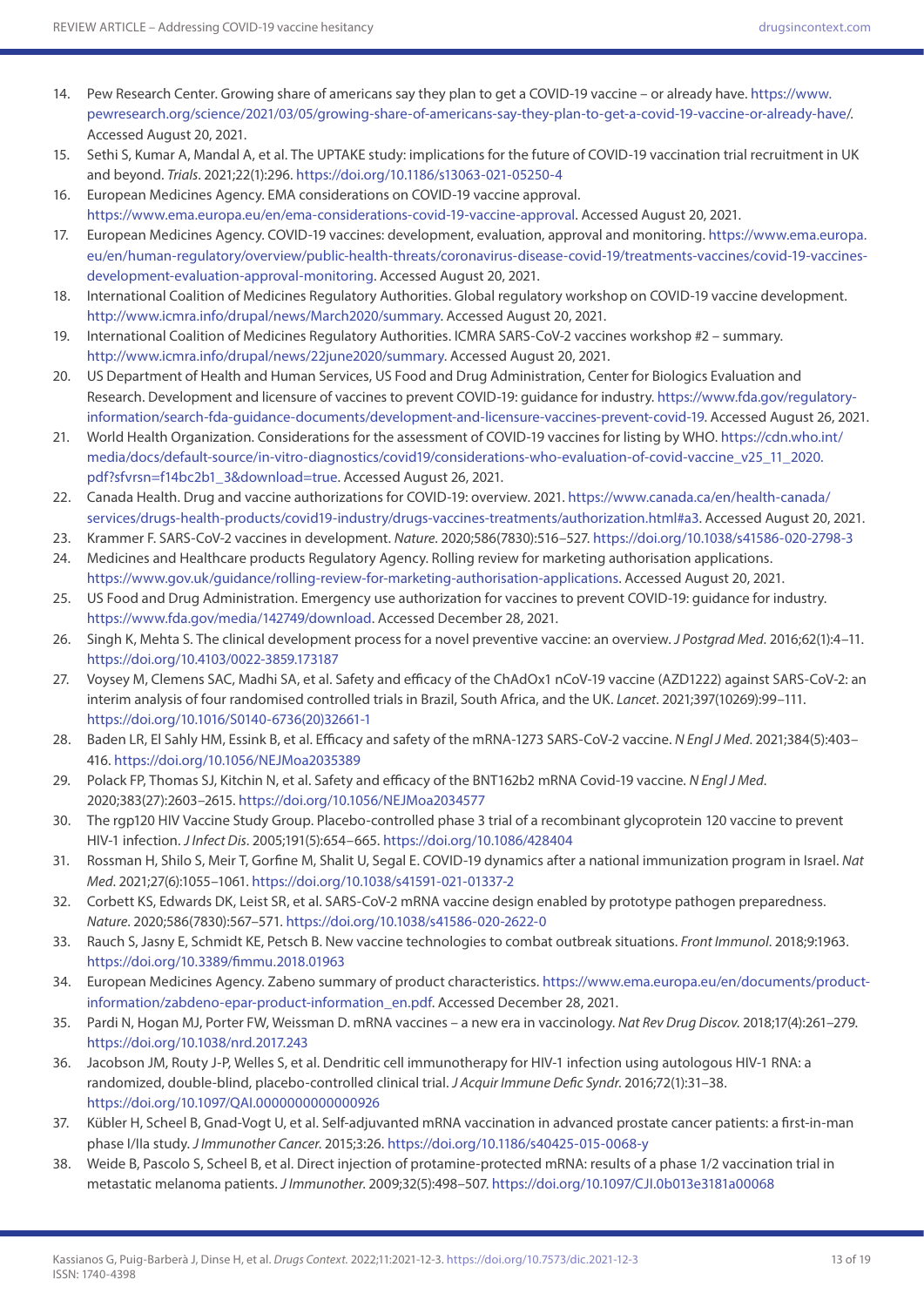14. Pew Research Center. Growing share of americans say they plan to get a COVID-19 vaccine – or already have. https://www.pewresearch.org/science/2021/03/05/growing-share-of-americans-say-they-plan-to-get-a-covid-19-vaccine-or-already-have/. Accessed August 20, 2021.
15. Sethi S, Kumar A, Mandal A, et al. The UPTAKE study: implications for the future of COVID-19 vaccination trial recruitment in UK and beyond. *Trials*. 2021;22(1):296. https://doi.org/10.1186/s13063-021-05250-4
16. European Medicines Agency. EMA considerations on COVID-19 vaccine approval. https://www.ema.europa.eu/en/ema-considerations-covid-19-vaccine-approval. Accessed August 20, 2021.
17. European Medicines Agency. COVID-19 vaccines: development, evaluation, approval and monitoring. https://www.ema.europa.eu/en/human-regulatory/overview/public-health-threats/coronavirus-disease-covid-19/treatments-vaccines/covid-19-vaccines-development-evaluation-approval-monitoring. Accessed August 20, 2021.
18. International Coalition of Medicines Regulatory Authorities. Global regulatory workshop on COVID-19 vaccine development. http://www.icmra.info/drupal/news/March2020/summary. Accessed August 20, 2021.
19. International Coalition of Medicines Regulatory Authorities. ICMRA SARS-CoV-2 vaccines workshop #2 – summary. http://www.icmra.info/drupal/news/22june2020/summary. Accessed August 20, 2021.
20. US Department of Health and Human Services, US Food and Drug Administration, Center for Biologics Evaluation and Research. Development and licensure of vaccines to prevent COVID-19: guidance for industry. https://www.fda.gov/regulatory-information/search-fda-guidance-documents/development-and-licensure-vaccines-prevent-covid-19. Accessed August 26, 2021.
21. World Health Organization. Considerations for the assessment of COVID-19 vaccines for listing by WHO. https://cdn.who.int/media/docs/default-source/in-vitro-diagnostics/covid19/considerations-who-evaluation-of-covid-vaccine_v25_11_2020.pdf?sfvrsn=f14bc2b1_3&download=true. Accessed August 26, 2021.
22. Canada Health. Drug and vaccine authorizations for COVID-19: overview. 2021. https://www.canada.ca/en/health-canada/services/drugs-health-products/covid19-industry/drugs-vaccines-treatments/authorization.html#a3. Accessed August 20, 2021.
23. Krammer F. SARS-CoV-2 vaccines in development. *Nature*. 2020;586(7830):516–527. https://doi.org/10.1038/s41586-020-2798-3
24. Medicines and Healthcare products Regulatory Agency. Rolling review for marketing authorisation applications. https://www.gov.uk/guidance/rolling-review-for-marketing-authorisation-applications. Accessed August 20, 2021.
25. US Food and Drug Administration. Emergency use authorization for vaccines to prevent COVID-19: guidance for industry. https://www.fda.gov/media/142749/download. Accessed December 28, 2021.
26. Singh K, Mehta S. The clinical development process for a novel preventive vaccine: an overview. *J Postgrad Med*. 2016;62(1):4–11. https://doi.org/10.4103/0022-3859.173187
27. Voysey M, Clemens SAC, Madhi SA, et al. Safety and efficacy of the ChAdOx1 nCoV-19 vaccine (AZD1222) against SARS-CoV-2: an interim analysis of four randomised controlled trials in Brazil, South Africa, and the UK. *Lancet*. 2021;397(10269):99–111. https://doi.org/10.1016/S0140-6736(20)32661-1
28. Baden LR, El Sahly HM, Essink B, et al. Efficacy and safety of the mRNA-1273 SARS-CoV-2 vaccine. *N Engl J Med*. 2021;384(5):403–416. https://doi.org/10.1056/NEJMoa2035389
29. Polack FP, Thomas SJ, Kitchin N, et al. Safety and efficacy of the BNT162b2 mRNA Covid-19 vaccine. *N Engl J Med*. 2020;383(27):2603–2615. https://doi.org/10.1056/NEJMoa2034577
30. The rgp120 HIV Vaccine Study Group. Placebo-controlled phase 3 trial of a recombinant glycoprotein 120 vaccine to prevent HIV-1 infection. *J Infect Dis*. 2005;191(5):654–665. https://doi.org/10.1086/428404
31. Rossman H, Shilo S, Meir T, Gorfine M, Shalit U, Segal E. COVID-19 dynamics after a national immunization program in Israel. *Nat Med*. 2021;27(6):1055–1061. https://doi.org/10.1038/s41591-021-01337-2
32. Corbett KS, Edwards DK, Leist SR, et al. SARS-CoV-2 mRNA vaccine design enabled by prototype pathogen preparedness. *Nature*. 2020;586(7830):567–571. https://doi.org/10.1038/s41586-020-2622-0
33. Rauch S, Jasny E, Schmidt KE, Petsch B. New vaccine technologies to combat outbreak situations. *Front Immunol*. 2018;9:1963. https://doi.org/10.3389/fimmu.2018.01963
34. European Medicines Agency. Zabeno summary of product characteristics. https://www.ema.europa.eu/en/documents/product-information/zabdeno-epar-product-information_en.pdf. Accessed December 28, 2021.
35. Pardi N, Hogan MJ, Porter FW, Weissman D. mRNA vaccines – a new era in vaccinology. *Nat Rev Drug Discov*. 2018;17(4):261–279. https://doi.org/10.1038/nrd.2017.243
36. Jacobson JM, Routy J-P, Welles S, et al. Dendritic cell immunotherapy for HIV-1 infection using autologous HIV-1 RNA: a randomized, double-blind, placebo-controlled clinical trial. *J Acquir Immune Defic Syndr*. 2016;72(1):31–38. https://doi.org/10.1097/QAI.0000000000000926
37. Kübler H, Scheel B, Gnad-Vogt U, et al. Self-adjuvanted mRNA vaccination in advanced prostate cancer patients: a first-in-man phase I/IIa study. *J Immunother Cancer*. 2015;3:26. https://doi.org/10.1186/s40425-015-0068-y
38. Weide B, Pascolo S, Scheel B, et al. Direct injection of protamine-protected mRNA: results of a phase 1/2 vaccination trial in metastatic melanoma patients. *J Immunother*. 2009;32(5):498–507. https://doi.org/10.1097/CJI.0b013e3181a00068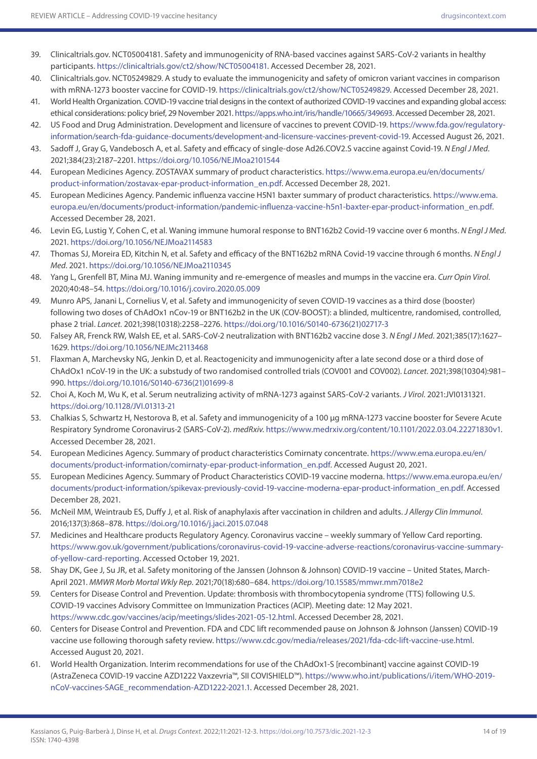39. Clinicaltrials.gov. NCT05004181. Safety and immunogenicity of RNA-based vaccines against SARS-CoV-2 variants in healthy participants. https://clinicaltrials.gov/ct2/show/NCT05004181. Accessed December 28, 2021.
40. Clinicaltrials.gov. NCT05249829. A study to evaluate the immunogenicity and safety of omicron variant vaccines in comparison with mRNA-1273 booster vaccine for COVID-19. https://clinicaltrials.gov/ct2/show/NCT05249829. Accessed December 28, 2021.
41. World Health Organization. COVID-19 vaccine trial designs in the context of authorized COVID-19 vaccines and expanding global access: ethical considerations: policy brief, 29 November 2021. https://apps.who.int/iris/handle/10665/349693. Accessed December 28, 2021.
42. US Food and Drug Administration. Development and licensure of vaccines to prevent COVID-19. https://www.fda.gov/regulatory-information/search-fda-guidance-documents/development-and-licensure-vaccines-prevent-covid-19. Accessed August 26, 2021.
43. Sadoff J, Gray G, Vandebosch A, et al. Safety and efficacy of single-dose Ad26.COV2.S vaccine against Covid-19. *N Engl J Med*. 2021;384(23):2187–2201. https://doi.org/10.1056/NEJMoa2101544
44. European Medicines Agency. ZOSTAVAX summary of product characteristics. https://www.ema.europa.eu/en/documents/product-information/zostavax-epar-product-information_en.pdf. Accessed December 28, 2021.
45. European Medicines Agency. Pandemic influenza vaccine H5N1 baxter summary of product characteristics. https://www.ema.europa.eu/en/documents/product-information/pandemic-influenza-vaccine-h5n1-baxter-epar-product-information_en.pdf. Accessed December 28, 2021.
46. Levin EG, Lustig Y, Cohen C, et al. Waning immune humoral response to BNT162b2 Covid-19 vaccine over 6 months. *N Engl J Med*. 2021. https://doi.org/10.1056/NEJMoa2114583
47. Thomas SJ, Moreira ED, Kitchin N, et al. Safety and efficacy of the BNT162b2 mRNA Covid-19 vaccine through 6 months. *N Engl J Med*. 2021. https://doi.org/10.1056/NEJMoa2110345
48. Yang L, Grenfell BT, Mina MJ. Waning immunity and re-emergence of measles and mumps in the vaccine era. *Curr Opin Virol*. 2020;40:48–54. https://doi.org/10.1016/j.coviro.2020.05.009
49. Munro APS, Janani L, Cornelius V, et al. Safety and immunogenicity of seven COVID-19 vaccines as a third dose (booster) following two doses of ChAdOx1 nCov-19 or BNT162b2 in the UK (COV-BOOST): a blinded, multicentre, randomised, controlled, phase 2 trial. *Lancet*. 2021;398(10318):2258–2276. https://doi.org/10.1016/S0140-6736(21)02717-3
50. Falsey AR, Frenck RW, Walsh EE, et al. SARS-CoV-2 neutralization with BNT162b2 vaccine dose 3. *N Engl J Med*. 2021;385(17):1627–1629. https://doi.org/10.1056/NEJMc2113468
51. Flaxman A, Marchevsky NG, Jenkin D, et al. Reactogenicity and immunogenicity after a late second dose or a third dose of ChAdOx1 nCoV-19 in the UK: a substudy of two randomised controlled trials (COV001 and COV002). *Lancet*. 2021;398(10304):981–990. https://doi.org/10.1016/S0140-6736(21)01699-8
52. Choi A, Koch M, Wu K, et al. Serum neutralizing activity of mRNA-1273 against SARS-CoV-2 variants. *J Virol*. 2021:JVI0131321. https://doi.org/10.1128/JVI.01313-21
53. Chalkias S, Schwartz H, Nestorova B, et al. Safety and immunogenicity of a 100 µg mRNA-1273 vaccine booster for Severe Acute Respiratory Syndrome Coronavirus-2 (SARS-CoV-2). *medRxiv*. https://www.medrxiv.org/content/10.1101/2022.03.04.22271830v1. Accessed December 28, 2021.
54. European Medicines Agency. Summary of product characteristics Comirnaty concentrate. https://www.ema.europa.eu/en/documents/product-information/comirnaty-epar-product-information_en.pdf. Accessed August 20, 2021.
55. European Medicines Agency. Summary of Product Characteristics COVID-19 vaccine moderna. https://www.ema.europa.eu/en/documents/product-information/spikevax-previously-covid-19-vaccine-moderna-epar-product-information_en.pdf. Accessed December 28, 2021.
56. McNeil MM, Weintraub ES, Duffy J, et al. Risk of anaphylaxis after vaccination in children and adults. *J Allergy Clin Immunol*. 2016;137(3):868–878. https://doi.org/10.1016/j.jaci.2015.07.048
57. Medicines and Healthcare products Regulatory Agency. Coronavirus vaccine – weekly summary of Yellow Card reporting. https://www.gov.uk/government/publications/coronavirus-covid-19-vaccine-adverse-reactions/coronavirus-vaccine-summary-of-yellow-card-reporting. Accessed October 19, 2021.
58. Shay DK, Gee J, Su JR, et al. Safety monitoring of the Janssen (Johnson & Johnson) COVID-19 vaccine – United States, March-April 2021. *MMWR Morb Mortal Wkly Rep*. 2021;70(18):680–684. https://doi.org/10.15585/mmwr.mm7018e2
59. Centers for Disease Control and Prevention. Update: thrombosis with thrombocytopenia syndrome (TTS) following U.S. COVID-19 vaccines Advisory Committee on Immunization Practices (ACIP). Meeting date: 12 May 2021. https://www.cdc.gov/vaccines/acip/meetings/slides-2021-05-12.html. Accessed December 28, 2021.
60. Centers for Disease Control and Prevention. FDA and CDC lift recommended pause on Johnson & Johnson (Janssen) COVID-19 vaccine use following thorough safety review. https://www.cdc.gov/media/releases/2021/fda-cdc-lift-vaccine-use.html. Accessed August 20, 2021.
61. World Health Organization. Interim recommendations for use of the ChAdOx1-S [recombinant] vaccine against COVID-19 (AstraZeneca COVID-19 vaccine AZD1222 Vaxzevria™, SII COVISHIELD™). https://www.who.int/publications/i/item/WHO-2019-nCoV-vaccines-SAGE_recommendation-AZD1222-2021.1. Accessed December 28, 2021.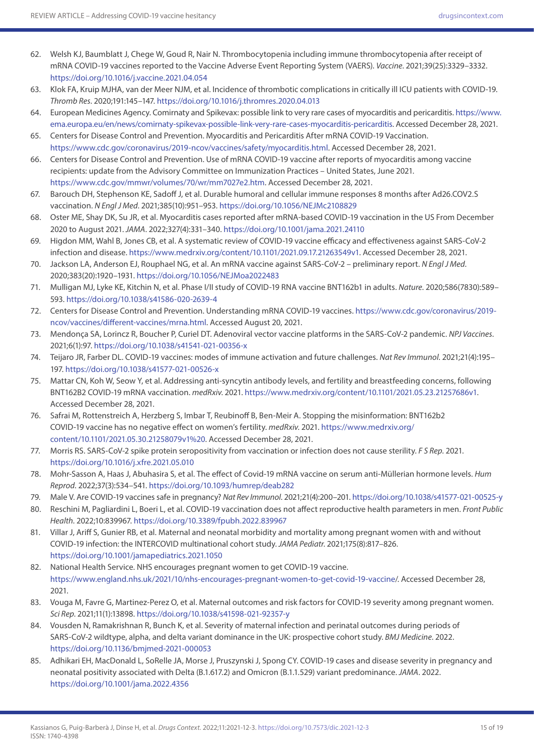62. Welsh KJ, Baumblatt J, Chege W, Goud R, Nair N. Thrombocytopenia including immune thrombocytopenia after receipt of mRNA COVID-19 vaccines reported to the Vaccine Adverse Event Reporting System (VAERS). *Vaccine*. 2021;39(25):3329–3332. https://doi.org/10.1016/j.vaccine.2021.04.054
63. Klok FA, Kruip MJHA, van der Meer NJM, et al. Incidence of thrombotic complications in critically ill ICU patients with COVID-19. *Thromb Res*. 2020;191:145–147. https://doi.org/10.1016/j.thromres.2020.04.013
64. European Medicines Agency. Comirnaty and Spikevax: possible link to very rare cases of myocarditis and pericarditis. https://www.ema.europa.eu/en/news/comirnaty-spikevax-possible-link-very-rare-cases-myocarditis-pericarditis. Accessed December 28, 2021.
65. Centers for Disease Control and Prevention. Myocarditis and Pericarditis After mRNA COVID-19 Vaccination. https://www.cdc.gov/coronavirus/2019-ncov/vaccines/safety/myocarditis.html. Accessed December 28, 2021.
66. Centers for Disease Control and Prevention. Use of mRNA COVID-19 vaccine after reports of myocarditis among vaccine recipients: update from the Advisory Committee on Immunization Practices – United States, June 2021. https://www.cdc.gov/mmwr/volumes/70/wr/mm7027e2.htm. Accessed December 28, 2021.
67. Barouch DH, Stephenson KE, Sadoff J, et al. Durable humoral and cellular immune responses 8 months after Ad26.COV2.S vaccination. *N Engl J Med*. 2021;385(10):951–953. https://doi.org/10.1056/NEJMc2108829
68. Oster ME, Shay DK, Su JR, et al. Myocarditis cases reported after mRNA-based COVID-19 vaccination in the US From December 2020 to August 2021. *JAMA*. 2022;327(4):331–340. https://doi.org/10.1001/jama.2021.24110
69. Higdon MM, Wahl B, Jones CB, et al. A systematic review of COVID-19 vaccine efficacy and effectiveness against SARS-CoV-2 infection and disease. https://www.medrxiv.org/content/10.1101/2021.09.17.21263549v1. Accessed December 28, 2021.
70. Jackson LA, Anderson EJ, Rouphael NG, et al. An mRNA vaccine against SARS-CoV-2 – preliminary report. *N Engl J Med*. 2020;383(20):1920–1931. https://doi.org/10.1056/NEJMoa2022483
71. Mulligan MJ, Lyke KE, Kitchin N, et al. Phase I/II study of COVID-19 RNA vaccine BNT162b1 in adults. *Nature*. 2020;586(7830):589–593. https://doi.org/10.1038/s41586-020-2639-4
72. Centers for Disease Control and Prevention. Understanding mRNA COVID-19 vaccines. https://www.cdc.gov/coronavirus/2019-ncov/vaccines/different-vaccines/mrna.html. Accessed August 20, 2021.
73. Mendonça SA, Lorincz R, Boucher P, Curiel DT. Adenoviral vector vaccine platforms in the SARS-CoV-2 pandemic. *NPJ Vaccines*. 2021;6(1):97. https://doi.org/10.1038/s41541-021-00356-x
74. Teijaro JR, Farber DL. COVID-19 vaccines: modes of immune activation and future challenges. *Nat Rev Immunol*. 2021;21(4):195–197. https://doi.org/10.1038/s41577-021-00526-x
75. Mattar CN, Koh W, Seow Y, et al. Addressing anti-syncytin antibody levels, and fertility and breastfeeding concerns, following BNT162B2 COVID-19 mRNA vaccination. *medRxiv*. 2021. https://www.medrxiv.org/content/10.1101/2021.05.23.21257686v1. Accessed December 28, 2021.
76. Safrai M, Rottenstreich A, Herzberg S, Imbar T, Reubinoff B, Ben-Meir A. Stopping the misinformation: BNT162b2 COVID-19 vaccine has no negative effect on women's fertility. *medRxiv*. 2021. https://www.medrxiv.org/content/10.1101/2021.05.30.21258079v1%20. Accessed December 28, 2021.
77. Morris RS. SARS-CoV-2 spike protein seropositivity from vaccination or infection does not cause sterility. *F S Rep*. 2021. https://doi.org/10.1016/j.xfre.2021.05.010
78. Mohr-Sasson A, Haas J, Abuhasira S, et al. The effect of Covid-19 mRNA vaccine on serum anti-Müllerian hormone levels. *Hum Reprod*. 2022;37(3):534–541. https://doi.org/10.1093/humrep/deab282
79. Male V. Are COVID-19 vaccines safe in pregnancy? *Nat Rev Immunol*. 2021;21(4):200–201. https://doi.org/10.1038/s41577-021-00525-y
80. Reschini M, Pagliardini L, Boeri L, et al. COVID-19 vaccination does not affect reproductive health parameters in men. *Front Public Health*. 2022;10:839967. https://doi.org/10.3389/fpubh.2022.839967
81. Villar J, Ariff S, Gunier RB, et al. Maternal and neonatal morbidity and mortality among pregnant women with and without COVID-19 infection: the INTERCOVID multinational cohort study. *JAMA Pediatr*. 2021;175(8):817–826. https://doi.org/10.1001/jamapediatrics.2021.1050
82. National Health Service. NHS encourages pregnant women to get COVID-19 vaccine. https://www.england.nhs.uk/2021/10/nhs-encourages-pregnant-women-to-get-covid-19-vaccine/. Accessed December 28, 2021.
83. Vouga M, Favre G, Martinez-Perez O, et al. Maternal outcomes and risk factors for COVID-19 severity among pregnant women. *Sci Rep*. 2021;11(1):13898. https://doi.org/10.1038/s41598-021-92357-y
84. Vousden N, Ramakrishnan R, Bunch K, et al. Severity of maternal infection and perinatal outcomes during periods of SARS-CoV-2 wildtype, alpha, and delta variant dominance in the UK: prospective cohort study. *BMJ Medicine*. 2022. https://doi.org/10.1136/bmjmed-2021-000053
85. Adhikari EH, MacDonald L, SoRelle JA, Morse J, Pruszynski J, Spong CY. COVID-19 cases and disease severity in pregnancy and neonatal positivity associated with Delta (B.1.617.2) and Omicron (B.1.1.529) variant predominance. *JAMA*. 2022. https://doi.org/10.1001/jama.2022.4356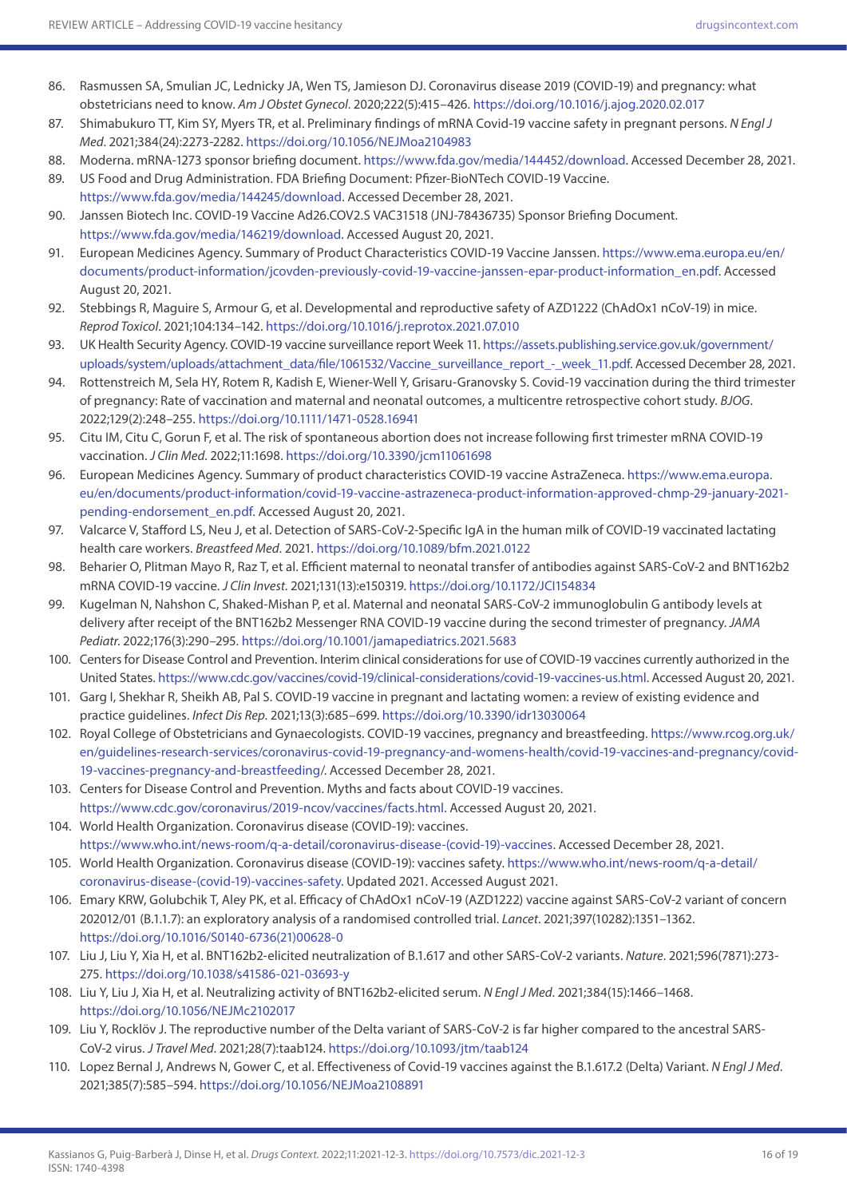86. Rasmussen SA, Smulian JC, Lednicky JA, Wen TS, Jamieson DJ. Coronavirus disease 2019 (COVID-19) and pregnancy: what obstetricians need to know. *Am J Obstet Gynecol*. 2020;222(5):415–426. https://doi.org/10.1016/j.ajog.2020.02.017
87. Shimabukuro TT, Kim SY, Myers TR, et al. Preliminary findings of mRNA Covid-19 vaccine safety in pregnant persons. *N Engl J Med*. 2021;384(24):2273-2282. https://doi.org/10.1056/NEJMoa2104983
88. Moderna. mRNA-1273 sponsor briefing document. https://www.fda.gov/media/144452/download. Accessed December 28, 2021.
89. US Food and Drug Administration. FDA Briefing Document: Pfizer-BioNTech COVID-19 Vaccine. https://www.fda.gov/media/144245/download. Accessed December 28, 2021.
90. Janssen Biotech Inc. COVID-19 Vaccine Ad26.COV2.S VAC31518 (JNJ-78436735) Sponsor Briefing Document. https://www.fda.gov/media/146219/download. Accessed August 20, 2021.
91. European Medicines Agency. Summary of Product Characteristics COVID-19 Vaccine Janssen. https://www.ema.europa.eu/en/documents/product-information/jcovden-previously-covid-19-vaccine-janssen-epar-product-information_en.pdf. Accessed August 20, 2021.
92. Stebbings R, Maguire S, Armour G, et al. Developmental and reproductive safety of AZD1222 (ChAdOx1 nCoV-19) in mice. *Reprod Toxicol*. 2021;104:134–142. https://doi.org/10.1016/j.reprotox.2021.07.010
93. UK Health Security Agency. COVID-19 vaccine surveillance report Week 11. https://assets.publishing.service.gov.uk/government/uploads/system/uploads/attachment_data/file/1061532/Vaccine_surveillance_report_-_week_11.pdf. Accessed December 28, 2021.
94. Rottenstreich M, Sela HY, Rotem R, Kadish E, Wiener-Well Y, Grisaru-Granovsky S. Covid-19 vaccination during the third trimester of pregnancy: Rate of vaccination and maternal and neonatal outcomes, a multicentre retrospective cohort study. *BJOG*. 2022;129(2):248–255. https://doi.org/10.1111/1471-0528.16941
95. Citu IM, Citu C, Gorun F, et al. The risk of spontaneous abortion does not increase following first trimester mRNA COVID-19 vaccination. *J Clin Med*. 2022;11:1698. https://doi.org/10.3390/jcm11061698
96. European Medicines Agency. Summary of product characteristics COVID-19 vaccine AstraZeneca. https://www.ema.europa.eu/en/documents/product-information/covid-19-vaccine-astrazeneca-product-information-approved-chmp-29-january-2021-pending-endorsement_en.pdf. Accessed August 20, 2021.
97. Valcarce V, Stafford LS, Neu J, et al. Detection of SARS-CoV-2-Specific IgA in the human milk of COVID-19 vaccinated lactating health care workers. *Breastfeed Med*. 2021. https://doi.org/10.1089/bfm.2021.0122
98. Beharier O, Plitman Mayo R, Raz T, et al. Efficient maternal to neonatal transfer of antibodies against SARS-CoV-2 and BNT162b2 mRNA COVID-19 vaccine. *J Clin Invest*. 2021;131(13):e150319. https://doi.org/10.1172/JCI154834
99. Kugelman N, Nahshon C, Shaked-Mishan P, et al. Maternal and neonatal SARS-CoV-2 immunoglobulin G antibody levels at delivery after receipt of the BNT162b2 Messenger RNA COVID-19 vaccine during the second trimester of pregnancy. *JAMA Pediatr*. 2022;176(3):290–295. https://doi.org/10.1001/jamapediatrics.2021.5683
100. Centers for Disease Control and Prevention. Interim clinical considerations for use of COVID-19 vaccines currently authorized in the United States. https://www.cdc.gov/vaccines/covid-19/clinical-considerations/covid-19-vaccines-us.html. Accessed August 20, 2021.
101. Garg I, Shekhar R, Sheikh AB, Pal S. COVID-19 vaccine in pregnant and lactating women: a review of existing evidence and practice guidelines. *Infect Dis Rep*. 2021;13(3):685–699. https://doi.org/10.3390/idr13030064
102. Royal College of Obstetricians and Gynaecologists. COVID-19 vaccines, pregnancy and breastfeeding. https://www.rcog.org.uk/en/guidelines-research-services/coronavirus-covid-19-pregnancy-and-womens-health/covid-19-vaccines-and-pregnancy/covid-19-vaccines-pregnancy-and-breastfeeding/. Accessed December 28, 2021.
103. Centers for Disease Control and Prevention. Myths and facts about COVID-19 vaccines. https://www.cdc.gov/coronavirus/2019-ncov/vaccines/facts.html. Accessed August 20, 2021.
104. World Health Organization. Coronavirus disease (COVID-19): vaccines. https://www.who.int/news-room/q-a-detail/coronavirus-disease-(covid-19)-vaccines. Accessed December 28, 2021.
105. World Health Organization. Coronavirus disease (COVID-19): vaccines safety. https://www.who.int/news-room/q-a-detail/coronavirus-disease-(covid-19)-vaccines-safety. Updated 2021. Accessed August 2021.
106. Emary KRW, Golubchik T, Aley PK, et al. Efficacy of ChAdOx1 nCoV-19 (AZD1222) vaccine against SARS-CoV-2 variant of concern 202012/01 (B.1.1.7): an exploratory analysis of a randomised controlled trial. *Lancet*. 2021;397(10282):1351–1362. https://doi.org/10.1016/S0140-6736(21)00628-0
107. Liu J, Liu Y, Xia H, et al. BNT162b2-elicited neutralization of B.1.617 and other SARS-CoV-2 variants. *Nature*. 2021;596(7871):273-275. https://doi.org/10.1038/s41586-021-03693-y
108. Liu Y, Liu J, Xia H, et al. Neutralizing activity of BNT162b2-elicited serum. *N Engl J Med*. 2021;384(15):1466–1468. https://doi.org/10.1056/NEJMc2102017
109. Liu Y, Rocklöv J. The reproductive number of the Delta variant of SARS-CoV-2 is far higher compared to the ancestral SARS-CoV-2 virus. *J Travel Med*. 2021;28(7):taab124. https://doi.org/10.1093/jtm/taab124
110. Lopez Bernal J, Andrews N, Gower C, et al. Effectiveness of Covid-19 vaccines against the B.1.617.2 (Delta) Variant. *N Engl J Med*. 2021;385(7):585–594. https://doi.org/10.1056/NEJMoa2108891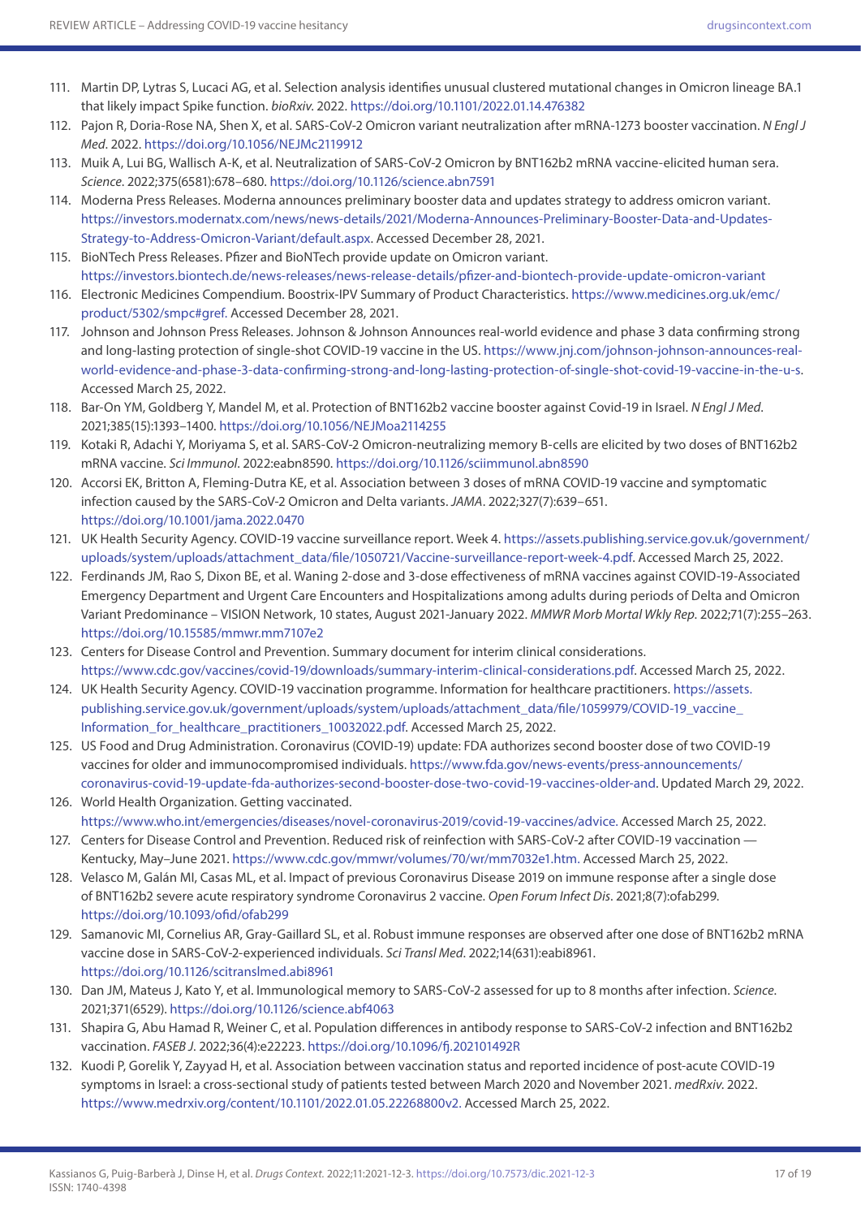111. Martin DP, Lytras S, Lucaci AG, et al. Selection analysis identifies unusual clustered mutational changes in Omicron lineage BA.1 that likely impact Spike function. *bioRxiv*. 2022. https://doi.org/10.1101/2022.01.14.476382
112. Pajon R, Doria-Rose NA, Shen X, et al. SARS-CoV-2 Omicron variant neutralization after mRNA-1273 booster vaccination. *N Engl J Med*. 2022. https://doi.org/10.1056/NEJMc2119912
113. Muik A, Lui BG, Wallisch A-K, et al. Neutralization of SARS-CoV-2 Omicron by BNT162b2 mRNA vaccine-elicited human sera. *Science*. 2022;375(6581):678–680. https://doi.org/10.1126/science.abn7591
114. Moderna Press Releases. Moderna announces preliminary booster data and updates strategy to address omicron variant. https://investors.modernatx.com/news/news-details/2021/Moderna-Announces-Preliminary-Booster-Data-and-Updates-Strategy-to-Address-Omicron-Variant/default.aspx. Accessed December 28, 2021.
115. BioNTech Press Releases. Pfizer and BioNTech provide update on Omicron variant. https://investors.biontech.de/news-releases/news-release-details/pfizer-and-biontech-provide-update-omicron-variant
116. Electronic Medicines Compendium. Boostrix-IPV Summary of Product Characteristics. https://www.medicines.org.uk/emc/product/5302/smpc#gref. Accessed December 28, 2021.
117. Johnson and Johnson Press Releases. Johnson & Johnson Announces real-world evidence and phase 3 data confirming strong and long-lasting protection of single-shot COVID-19 vaccine in the US. https://www.jnj.com/johnson-johnson-announces-real-world-evidence-and-phase-3-data-confirming-strong-and-long-lasting-protection-of-single-shot-covid-19-vaccine-in-the-u-s. Accessed March 25, 2022.
118. Bar-On YM, Goldberg Y, Mandel M, et al. Protection of BNT162b2 vaccine booster against Covid-19 in Israel. *N Engl J Med*. 2021;385(15):1393–1400. https://doi.org/10.1056/NEJMoa2114255
119. Kotaki R, Adachi Y, Moriyama S, et al. SARS-CoV-2 Omicron-neutralizing memory B-cells are elicited by two doses of BNT162b2 mRNA vaccine. *Sci Immunol*. 2022:eabn8590. https://doi.org/10.1126/sciimmunol.abn8590
120. Accorsi EK, Britton A, Fleming-Dutra KE, et al. Association between 3 doses of mRNA COVID-19 vaccine and symptomatic infection caused by the SARS-CoV-2 Omicron and Delta variants. *JAMA*. 2022;327(7):639–651. https://doi.org/10.1001/jama.2022.0470
121. UK Health Security Agency. COVID-19 vaccine surveillance report. Week 4. https://assets.publishing.service.gov.uk/government/uploads/system/uploads/attachment_data/file/1050721/Vaccine-surveillance-report-week-4.pdf. Accessed March 25, 2022.
122. Ferdinands JM, Rao S, Dixon BE, et al. Waning 2-dose and 3-dose effectiveness of mRNA vaccines against COVID-19-Associated Emergency Department and Urgent Care Encounters and Hospitalizations among adults during periods of Delta and Omicron Variant Predominance – VISION Network, 10 states, August 2021-January 2022. *MMWR Morb Mortal Wkly Rep*. 2022;71(7):255–263. https://doi.org/10.15585/mmwr.mm7107e2
123. Centers for Disease Control and Prevention. Summary document for interim clinical considerations. https://www.cdc.gov/vaccines/covid-19/downloads/summary-interim-clinical-considerations.pdf. Accessed March 25, 2022.
124. UK Health Security Agency. COVID-19 vaccination programme. Information for healthcare practitioners. https://assets.publishing.service.gov.uk/government/uploads/system/uploads/attachment_data/file/1059979/COVID-19_vaccine_Information_for_healthcare_practitioners_10032022.pdf. Accessed March 25, 2022.
125. US Food and Drug Administration. Coronavirus (COVID-19) update: FDA authorizes second booster dose of two COVID-19 vaccines for older and immunocompromised individuals. https://www.fda.gov/news-events/press-announcements/coronavirus-covid-19-update-fda-authorizes-second-booster-dose-two-covid-19-vaccines-older-and. Updated March 29, 2022.
126. World Health Organization. Getting vaccinated. https://www.who.int/emergencies/diseases/novel-coronavirus-2019/covid-19-vaccines/advice. Accessed March 25, 2022.
127. Centers for Disease Control and Prevention. Reduced risk of reinfection with SARS-CoV-2 after COVID-19 vaccination — Kentucky, May–June 2021. https://www.cdc.gov/mmwr/volumes/70/wr/mm7032e1.htm. Accessed March 25, 2022.
128. Velasco M, Galán MI, Casas ML, et al. Impact of previous Coronavirus Disease 2019 on immune response after a single dose of BNT162b2 severe acute respiratory syndrome Coronavirus 2 vaccine. *Open Forum Infect Dis*. 2021;8(7):ofab299. https://doi.org/10.1093/ofid/ofab299
129. Samanovic MI, Cornelius AR, Gray-Gaillard SL, et al. Robust immune responses are observed after one dose of BNT162b2 mRNA vaccine dose in SARS-CoV-2-experienced individuals. *Sci Transl Med*. 2022;14(631):eabi8961. https://doi.org/10.1126/scitranslmed.abi8961
130. Dan JM, Mateus J, Kato Y, et al. Immunological memory to SARS-CoV-2 assessed for up to 8 months after infection. *Science*. 2021;371(6529). https://doi.org/10.1126/science.abf4063
131. Shapira G, Abu Hamad R, Weiner C, et al. Population differences in antibody response to SARS-CoV-2 infection and BNT162b2 vaccination. *FASEB J*. 2022;36(4):e22223. https://doi.org/10.1096/fj.202101492R
132. Kuodi P, Gorelik Y, Zayyad H, et al. Association between vaccination status and reported incidence of post-acute COVID-19 symptoms in Israel: a cross-sectional study of patients tested between March 2020 and November 2021. *medRxiv*. 2022. https://www.medrxiv.org/content/10.1101/2022.01.05.22268800v2. Accessed March 25, 2022.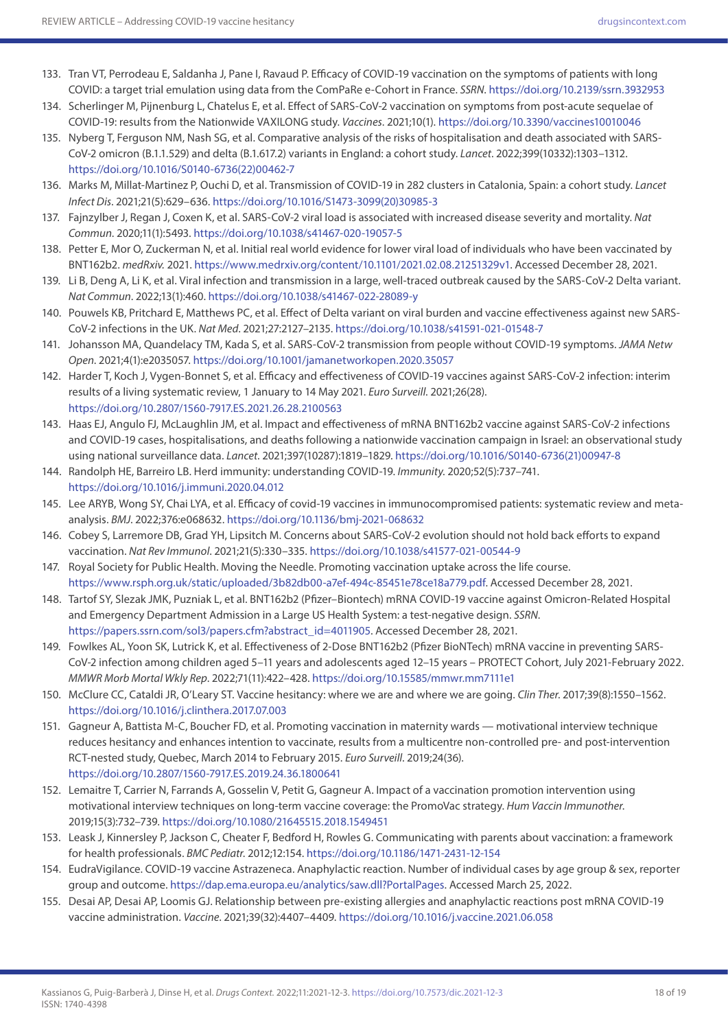133. Tran VT, Perrodeau E, Saldanha J, Pane I, Ravaud P. Efficacy of COVID-19 vaccination on the symptoms of patients with long COVID: a target trial emulation using data from the ComPaRe e-Cohort in France. *SSRN*. https://doi.org/10.2139/ssrn.3932953
134. Scherlinger M, Pijnenburg L, Chatelus E, et al. Effect of SARS-CoV-2 vaccination on symptoms from post-acute sequelae of COVID-19: results from the Nationwide VAXILONG study. *Vaccines*. 2021;10(1). https://doi.org/10.3390/vaccines10010046
135. Nyberg T, Ferguson NM, Nash SG, et al. Comparative analysis of the risks of hospitalisation and death associated with SARS-CoV-2 omicron (B.1.1.529) and delta (B.1.617.2) variants in England: a cohort study. *Lancet*. 2022;399(10332):1303–1312. https://doi.org/10.1016/S0140-6736(22)00462-7
136. Marks M, Millat-Martinez P, Ouchi D, et al. Transmission of COVID-19 in 282 clusters in Catalonia, Spain: a cohort study. *Lancet Infect Dis*. 2021;21(5):629–636. https://doi.org/10.1016/S1473-3099(20)30985-3
137. Fajnzylber J, Regan J, Coxen K, et al. SARS-CoV-2 viral load is associated with increased disease severity and mortality. *Nat Commun*. 2020;11(1):5493. https://doi.org/10.1038/s41467-020-19057-5
138. Petter E, Mor O, Zuckerman N, et al. Initial real world evidence for lower viral load of individuals who have been vaccinated by BNT162b2. *medRxiv.* 2021. https://www.medrxiv.org/content/10.1101/2021.02.08.21251329v1. Accessed December 28, 2021.
139. Li B, Deng A, Li K, et al. Viral infection and transmission in a large, well-traced outbreak caused by the SARS-CoV-2 Delta variant. *Nat Commun*. 2022;13(1):460. https://doi.org/10.1038/s41467-022-28089-y
140. Pouwels KB, Pritchard E, Matthews PC, et al. Effect of Delta variant on viral burden and vaccine effectiveness against new SARS-CoV-2 infections in the UK. *Nat Med*. 2021;27:2127–2135. https://doi.org/10.1038/s41591-021-01548-7
141. Johansson MA, Quandelacy TM, Kada S, et al. SARS-CoV-2 transmission from people without COVID-19 symptoms. *JAMA Netw Open*. 2021;4(1):e2035057. https://doi.org/10.1001/jamanetworkopen.2020.35057
142. Harder T, Koch J, Vygen-Bonnet S, et al. Efficacy and effectiveness of COVID-19 vaccines against SARS-CoV-2 infection: interim results of a living systematic review, 1 January to 14 May 2021. *Euro Surveill*. 2021;26(28). https://doi.org/10.2807/1560-7917.ES.2021.26.28.2100563
143. Haas EJ, Angulo FJ, McLaughlin JM, et al. Impact and effectiveness of mRNA BNT162b2 vaccine against SARS-CoV-2 infections and COVID-19 cases, hospitalisations, and deaths following a nationwide vaccination campaign in Israel: an observational study using national surveillance data. *Lancet*. 2021;397(10287):1819–1829. https://doi.org/10.1016/S0140-6736(21)00947-8
144. Randolph HE, Barreiro LB. Herd immunity: understanding COVID-19. *Immunity*. 2020;52(5):737–741. https://doi.org/10.1016/j.immuni.2020.04.012
145. Lee ARYB, Wong SY, Chai LYA, et al. Efficacy of covid-19 vaccines in immunocompromised patients: systematic review and meta-analysis. *BMJ*. 2022;376:e068632. https://doi.org/10.1136/bmj-2021-068632
146. Cobey S, Larremore DB, Grad YH, Lipsitch M. Concerns about SARS-CoV-2 evolution should not hold back efforts to expand vaccination. *Nat Rev Immunol*. 2021;21(5):330–335. https://doi.org/10.1038/s41577-021-00544-9
147. Royal Society for Public Health. Moving the Needle. Promoting vaccination uptake across the life course. https://www.rsph.org.uk/static/uploaded/3b82db00-a7ef-494c-85451e78ce18a779.pdf. Accessed December 28, 2021.
148. Tartof SY, Slezak JMK, Puzniak L, et al. BNT162b2 (Pfizer–Biontech) mRNA COVID-19 vaccine against Omicron-Related Hospital and Emergency Department Admission in a Large US Health System: a test-negative design. *SSRN*. https://papers.ssrn.com/sol3/papers.cfm?abstract_id=4011905. Accessed December 28, 2021.
149. Fowlkes AL, Yoon SK, Lutrick K, et al. Effectiveness of 2-Dose BNT162b2 (Pfizer BioNTech) mRNA vaccine in preventing SARS-CoV-2 infection among children aged 5–11 years and adolescents aged 12–15 years – PROTECT Cohort, July 2021-February 2022. *MMWR Morb Mortal Wkly Rep*. 2022;71(11):422–428. https://doi.org/10.15585/mmwr.mm7111e1
150. McClure CC, Cataldi JR, O'Leary ST. Vaccine hesitancy: where we are and where we are going. *Clin Ther*. 2017;39(8):1550–1562. https://doi.org/10.1016/j.clinthera.2017.07.003
151. Gagneur A, Battista M-C, Boucher FD, et al. Promoting vaccination in maternity wards — motivational interview technique reduces hesitancy and enhances intention to vaccinate, results from a multicentre non-controlled pre- and post-intervention RCT-nested study, Quebec, March 2014 to February 2015. *Euro Surveill*. 2019;24(36). https://doi.org/10.2807/1560-7917.ES.2019.24.36.1800641
152. Lemaitre T, Carrier N, Farrands A, Gosselin V, Petit G, Gagneur A. Impact of a vaccination promotion intervention using motivational interview techniques on long-term vaccine coverage: the PromoVac strategy. *Hum Vaccin Immunother*. 2019;15(3):732–739. https://doi.org/10.1080/21645515.2018.1549451
153. Leask J, Kinnersley P, Jackson C, Cheater F, Bedford H, Rowles G. Communicating with parents about vaccination: a framework for health professionals. *BMC Pediatr*. 2012;12:154. https://doi.org/10.1186/1471-2431-12-154
154. EudraVigilance. COVID-19 vaccine Astrazeneca. Anaphylactic reaction. Number of individual cases by age group & sex, reporter group and outcome. https://dap.ema.europa.eu/analytics/saw.dll?PortalPages. Accessed March 25, 2022.
155. Desai AP, Desai AP, Loomis GJ. Relationship between pre-existing allergies and anaphylactic reactions post mRNA COVID-19 vaccine administration. *Vaccine*. 2021;39(32):4407–4409. https://doi.org/10.1016/j.vaccine.2021.06.058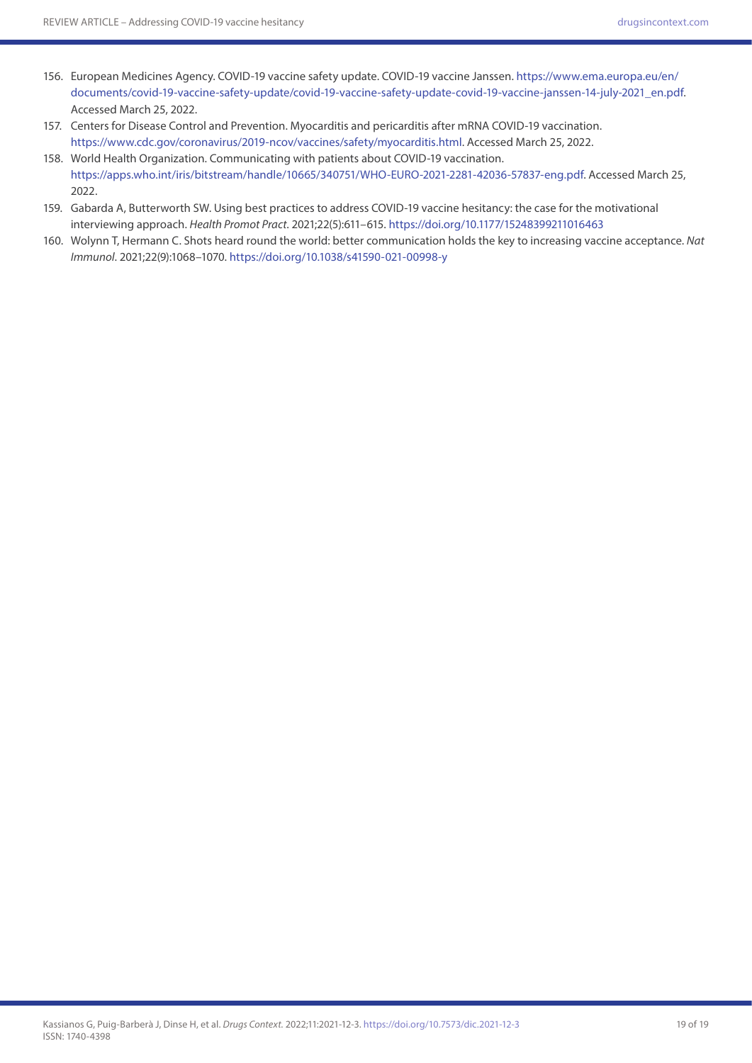156. European Medicines Agency. COVID-19 vaccine safety update. COVID-19 vaccine Janssen. https://www.ema.europa.eu/en/documents/covid-19-vaccine-safety-update/covid-19-vaccine-safety-update-covid-19-vaccine-janssen-14-july-2021_en.pdf. Accessed March 25, 2022.
157. Centers for Disease Control and Prevention. Myocarditis and pericarditis after mRNA COVID-19 vaccination. https://www.cdc.gov/coronavirus/2019-ncov/vaccines/safety/myocarditis.html. Accessed March 25, 2022.
158. World Health Organization. Communicating with patients about COVID-19 vaccination. https://apps.who.int/iris/bitstream/handle/10665/340751/WHO-EURO-2021-2281-42036-57837-eng.pdf. Accessed March 25, 2022.
159. Gabarda A, Butterworth SW. Using best practices to address COVID-19 vaccine hesitancy: the case for the motivational interviewing approach. *Health Promot Pract*. 2021;22(5):611–615. https://doi.org/10.1177/15248399211016463
160. Wolynn T, Hermann C. Shots heard round the world: better communication holds the key to increasing vaccine acceptance. *Nat Immunol*. 2021;22(9):1068–1070. https://doi.org/10.1038/s41590-021-00998-y